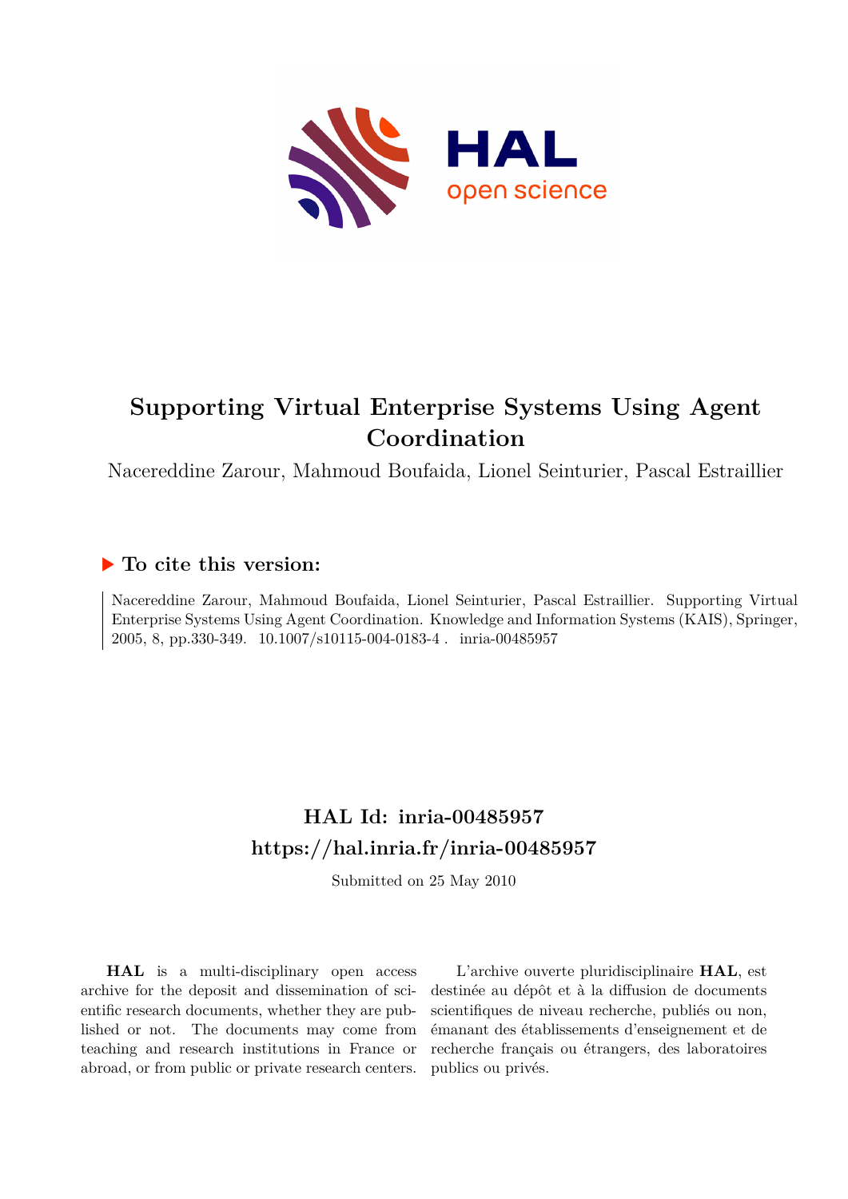# Supporting Virtual Enterprise Systems Using Agent Coordination

Nacereddine Zarour, Mahmoud Boufaida, Lionel Seinturier, Pascal Estraillier

## ▶ To cite this version:

Nacereddine Zarour, Mahmoud Boufaida, Lionel Seinturier, Pascal Estraillier. Supporting Virtual Enterprise Systems Using Agent Coordination. Knowledge and Information Systems (KAIS), Springer, 2005, 8, pp.330-349. 10.1007/s10115-004-0183-4 . inria-00485957

## HAL Id: inria-00485957
## https://hal.inria.fr/inria-00485957

Submitted on 25 May 2010

**HAL** is a multi-disciplinary open access archive for the deposit and dissemination of scientific research documents, whether they are published or not. The documents may come from teaching and research institutions in France or abroad, or from public or private research centers.

L'archive ouverte pluridisciplinaire **HAL**, est destinée au dépôt et à la diffusion de documents scientifiques de niveau recherche, publiés ou non, émanant des établissements d'enseignement et de recherche français ou étrangers, des laboratoires publics ou privés.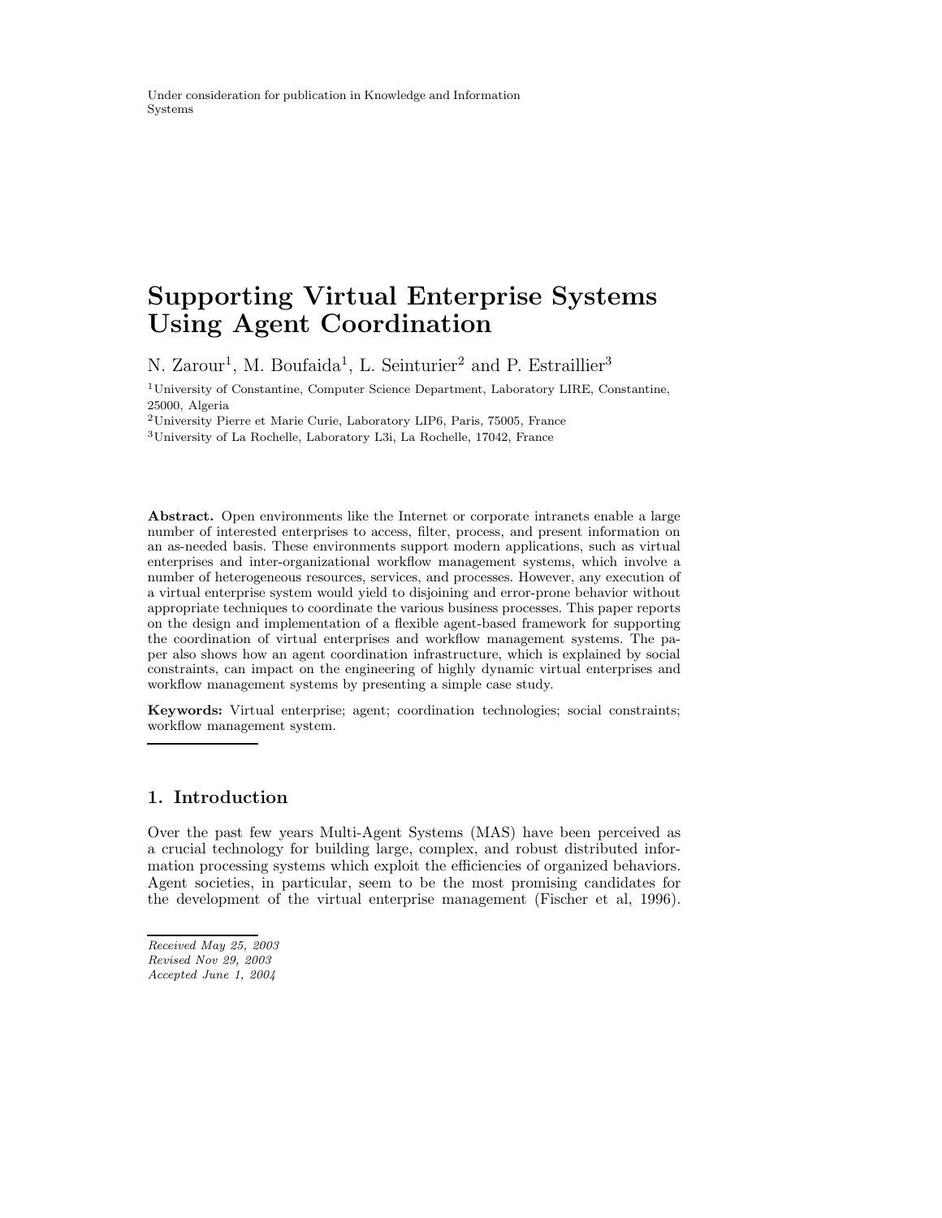Under consideration for publication in Knowledge and Information Systems

# Supporting Virtual Enterprise Systems Using Agent Coordination

N. Zarour[1], M. Boufaida[1], L. Seinturier[2] and P. Estraillier[3]

[1]University of Constantine, Computer Science Department, Laboratory LIRE, Constantine, 25000, Algeria
[2]University Pierre et Marie Curie, Laboratory LIP6, Paris, 75005, France
[3]University of La Rochelle, Laboratory L3i, La Rochelle, 17042, France

**Abstract.** Open environments like the Internet or corporate intranets enable a large number of interested enterprises to access, filter, process, and present information on an as-needed basis. These environments support modern applications, such as virtual enterprises and inter-organizational workflow management systems, which involve a number of heterogeneous resources, services, and processes. However, any execution of a virtual enterprise system would yield to disjoining and error-prone behavior without appropriate techniques to coordinate the various business processes. This paper reports on the design and implementation of a flexible agent-based framework for supporting the coordination of virtual enterprises and workflow management systems. The paper also shows how an agent coordination infrastructure, which is explained by social constraints, can impact on the engineering of highly dynamic virtual enterprises and workflow management systems by presenting a simple case study.

**Keywords:** Virtual enterprise; agent; coordination technologies; social constraints; workflow management system.

## 1. Introduction

Over the past few years Multi-Agent Systems (MAS) have been perceived as a crucial technology for building large, complex, and robust distributed information processing systems which exploit the efficiencies of organized behaviors. Agent societies, in particular, seem to be the most promising candidates for the development of the virtual enterprise management (Fischer et al, 1996).

*Received May 25, 2003*
*Revised Nov 29, 2003*
*Accepted June 1, 2004*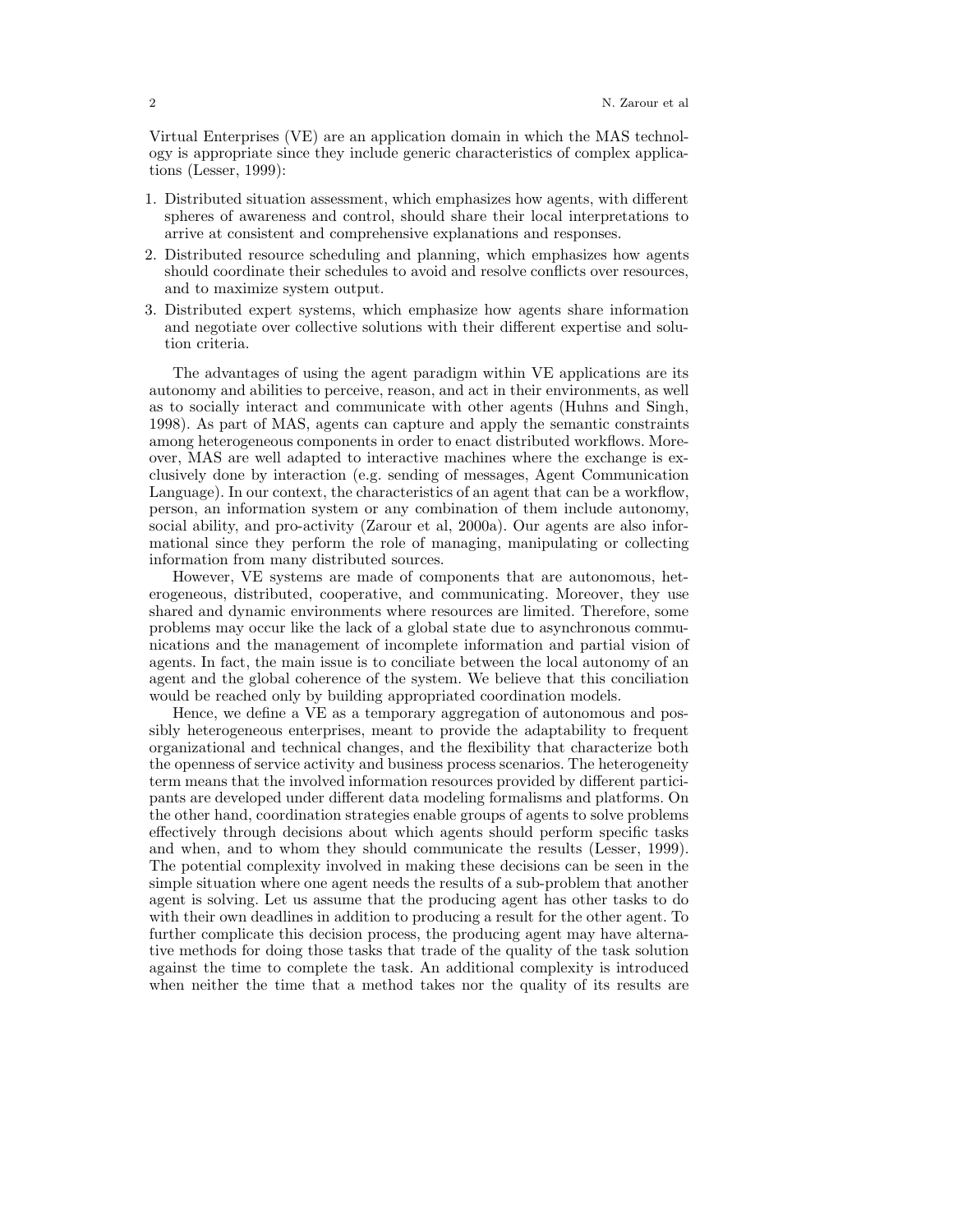Virtual Enterprises (VE) are an application domain in which the MAS technology is appropriate since they include generic characteristics of complex applications (Lesser, 1999):

1. Distributed situation assessment, which emphasizes how agents, with different spheres of awareness and control, should share their local interpretations to arrive at consistent and comprehensive explanations and responses.
2. Distributed resource scheduling and planning, which emphasizes how agents should coordinate their schedules to avoid and resolve conflicts over resources, and to maximize system output.
3. Distributed expert systems, which emphasize how agents share information and negotiate over collective solutions with their different expertise and solution criteria.

The advantages of using the agent paradigm within VE applications are its autonomy and abilities to perceive, reason, and act in their environments, as well as to socially interact and communicate with other agents (Huhns and Singh, 1998). As part of MAS, agents can capture and apply the semantic constraints among heterogeneous components in order to enact distributed workflows. Moreover, MAS are well adapted to interactive machines where the exchange is exclusively done by interaction (e.g. sending of messages, Agent Communication Language). In our context, the characteristics of an agent that can be a workflow, person, an information system or any combination of them include autonomy, social ability, and pro-activity (Zarour et al, 2000a). Our agents are also informational since they perform the role of managing, manipulating or collecting information from many distributed sources.

However, VE systems are made of components that are autonomous, heterogeneous, distributed, cooperative, and communicating. Moreover, they use shared and dynamic environments where resources are limited. Therefore, some problems may occur like the lack of a global state due to asynchronous communications and the management of incomplete information and partial vision of agents. In fact, the main issue is to conciliate between the local autonomy of an agent and the global coherence of the system. We believe that this conciliation would be reached only by building appropriated coordination models.

Hence, we define a VE as a temporary aggregation of autonomous and possibly heterogeneous enterprises, meant to provide the adaptability to frequent organizational and technical changes, and the flexibility that characterize both the openness of service activity and business process scenarios. The heterogeneity term means that the involved information resources provided by different participants are developed under different data modeling formalisms and platforms. On the other hand, coordination strategies enable groups of agents to solve problems effectively through decisions about which agents should perform specific tasks and when, and to whom they should communicate the results (Lesser, 1999). The potential complexity involved in making these decisions can be seen in the simple situation where one agent needs the results of a sub-problem that another agent is solving. Let us assume that the producing agent has other tasks to do with their own deadlines in addition to producing a result for the other agent. To further complicate this decision process, the producing agent may have alternative methods for doing those tasks that trade of the quality of the task solution against the time to complete the task. An additional complexity is introduced when neither the time that a method takes nor the quality of its results are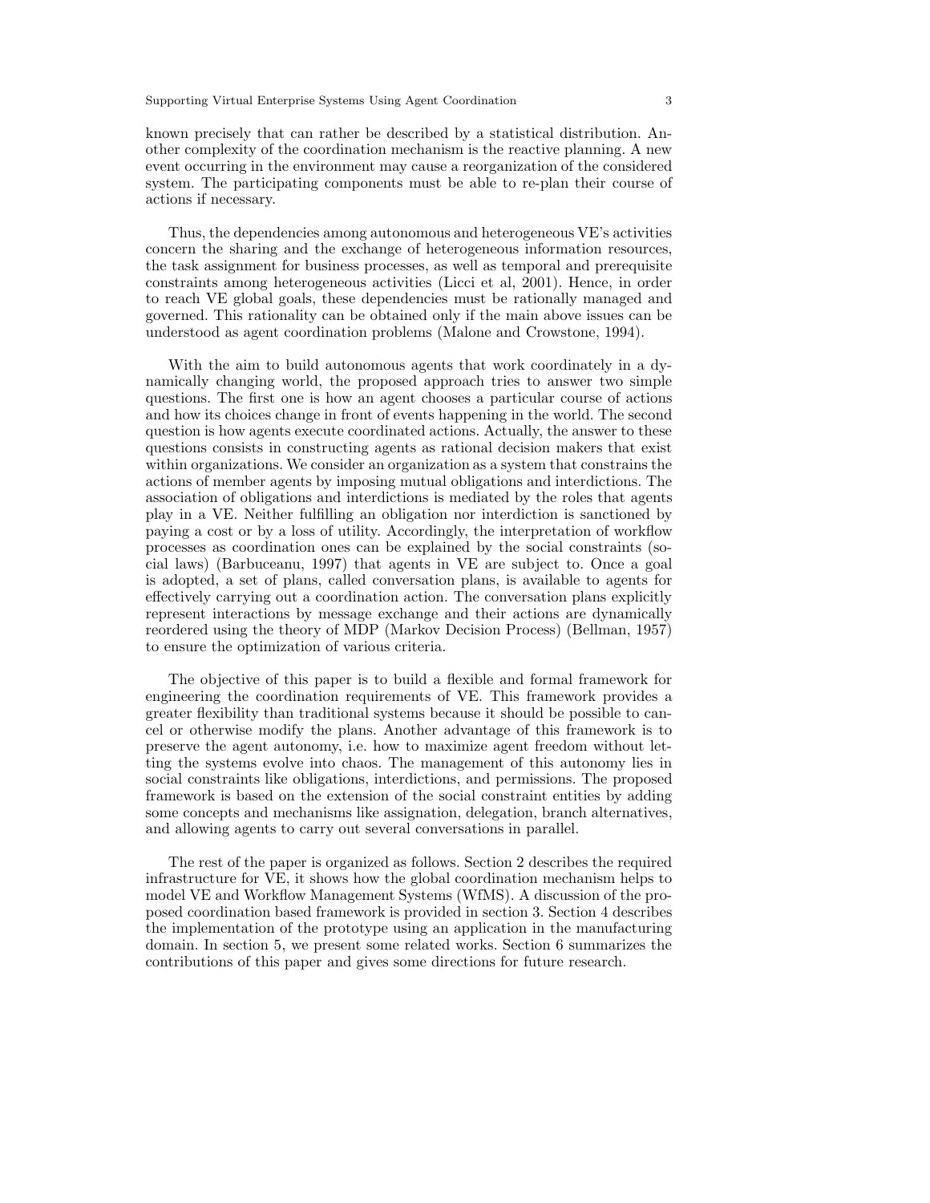known precisely that can rather be described by a statistical distribution. Another complexity of the coordination mechanism is the reactive planning. A new event occurring in the environment may cause a reorganization of the considered system. The participating components must be able to re-plan their course of actions if necessary.

Thus, the dependencies among autonomous and heterogeneous VE's activities concern the sharing and the exchange of heterogeneous information resources, the task assignment for business processes, as well as temporal and prerequisite constraints among heterogeneous activities (Licci et al, 2001). Hence, in order to reach VE global goals, these dependencies must be rationally managed and governed. This rationality can be obtained only if the main above issues can be understood as agent coordination problems (Malone and Crowstone, 1994).

With the aim to build autonomous agents that work coordinately in a dynamically changing world, the proposed approach tries to answer two simple questions. The first one is how an agent chooses a particular course of actions and how its choices change in front of events happening in the world. The second question is how agents execute coordinated actions. Actually, the answer to these questions consists in constructing agents as rational decision makers that exist within organizations. We consider an organization as a system that constrains the actions of member agents by imposing mutual obligations and interdictions. The association of obligations and interdictions is mediated by the roles that agents play in a VE. Neither fulfilling an obligation nor interdiction is sanctioned by paying a cost or by a loss of utility. Accordingly, the interpretation of workflow processes as coordination ones can be explained by the social constraints (social laws) (Barbuceanu, 1997) that agents in VE are subject to. Once a goal is adopted, a set of plans, called conversation plans, is available to agents for effectively carrying out a coordination action. The conversation plans explicitly represent interactions by message exchange and their actions are dynamically reordered using the theory of MDP (Markov Decision Process) (Bellman, 1957) to ensure the optimization of various criteria.

The objective of this paper is to build a flexible and formal framework for engineering the coordination requirements of VE. This framework provides a greater flexibility than traditional systems because it should be possible to cancel or otherwise modify the plans. Another advantage of this framework is to preserve the agent autonomy, i.e. how to maximize agent freedom without letting the systems evolve into chaos. The management of this autonomy lies in social constraints like obligations, interdictions, and permissions. The proposed framework is based on the extension of the social constraint entities by adding some concepts and mechanisms like assignation, delegation, branch alternatives, and allowing agents to carry out several conversations in parallel.

The rest of the paper is organized as follows. Section 2 describes the required infrastructure for VE, it shows how the global coordination mechanism helps to model VE and Workflow Management Systems (WfMS). A discussion of the proposed coordination based framework is provided in section 3. Section 4 describes the implementation of the prototype using an application in the manufacturing domain. In section 5, we present some related works. Section 6 summarizes the contributions of this paper and gives some directions for future research.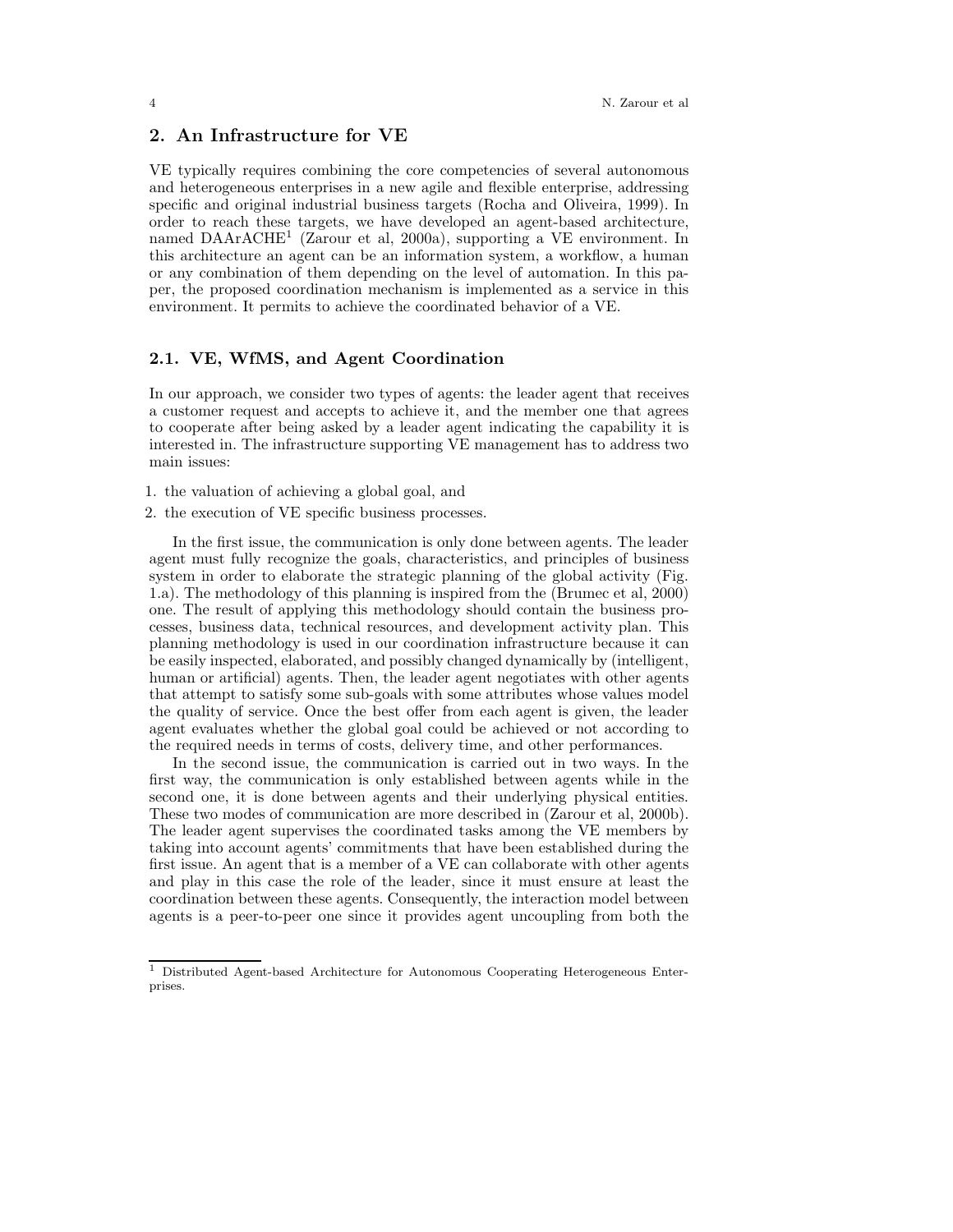## 2. An Infrastructure for VE

VE typically requires combining the core competencies of several autonomous and heterogeneous enterprises in a new agile and flexible enterprise, addressing specific and original industrial business targets (Rocha and Oliveira, 1999). In order to reach these targets, we have developed an agent-based architecture, named DAArACHE[1] (Zarour et al, 2000a), supporting a VE environment. In this architecture an agent can be an information system, a workflow, a human or any combination of them depending on the level of automation. In this paper, the proposed coordination mechanism is implemented as a service in this environment. It permits to achieve the coordinated behavior of a VE.

### 2.1. VE, WfMS, and Agent Coordination

In our approach, we consider two types of agents: the leader agent that receives a customer request and accepts to achieve it, and the member one that agrees to cooperate after being asked by a leader agent indicating the capability it is interested in. The infrastructure supporting VE management has to address two main issues:

1. the valuation of achieving a global goal, and
2. the execution of VE specific business processes.

In the first issue, the communication is only done between agents. The leader agent must fully recognize the goals, characteristics, and principles of business system in order to elaborate the strategic planning of the global activity (Fig. 1.a). The methodology of this planning is inspired from the (Brumec et al, 2000) one. The result of applying this methodology should contain the business processes, business data, technical resources, and development activity plan. This planning methodology is used in our coordination infrastructure because it can be easily inspected, elaborated, and possibly changed dynamically by (intelligent, human or artificial) agents. Then, the leader agent negotiates with other agents that attempt to satisfy some sub-goals with some attributes whose values model the quality of service. Once the best offer from each agent is given, the leader agent evaluates whether the global goal could be achieved or not according to the required needs in terms of costs, delivery time, and other performances.

In the second issue, the communication is carried out in two ways. In the first way, the communication is only established between agents while in the second one, it is done between agents and their underlying physical entities. These two modes of communication are more described in (Zarour et al, 2000b). The leader agent supervises the coordinated tasks among the VE members by taking into account agents' commitments that have been established during the first issue. An agent that is a member of a VE can collaborate with other agents and play in this case the role of the leader, since it must ensure at least the coordination between these agents. Consequently, the interaction model between agents is a peer-to-peer one since it provides agent uncoupling from both the

[1] Distributed Agent-based Architecture for Autonomous Cooperating Heterogeneous Enterprises.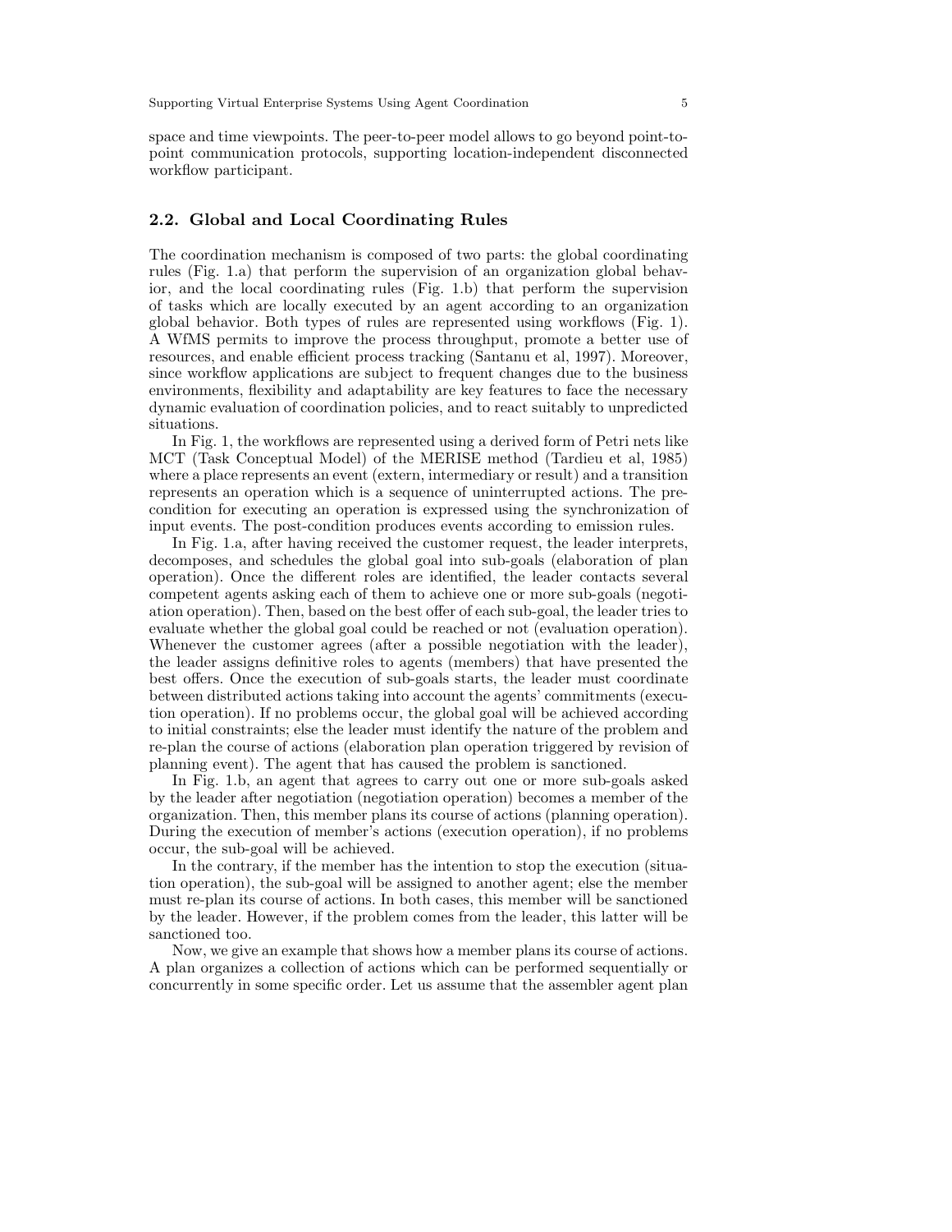space and time viewpoints. The peer-to-peer model allows to go beyond point-to-point communication protocols, supporting location-independent disconnected workflow participant.

## 2.2. Global and Local Coordinating Rules

The coordination mechanism is composed of two parts: the global coordinating rules (Fig. 1.a) that perform the supervision of an organization global behavior, and the local coordinating rules (Fig. 1.b) that perform the supervision of tasks which are locally executed by an agent according to an organization global behavior. Both types of rules are represented using workflows (Fig. 1). A WfMS permits to improve the process throughput, promote a better use of resources, and enable efficient process tracking (Santanu et al, 1997). Moreover, since workflow applications are subject to frequent changes due to the business environments, flexibility and adaptability are key features to face the necessary dynamic evaluation of coordination policies, and to react suitably to unpredicted situations.

In Fig. 1, the workflows are represented using a derived form of Petri nets like MCT (Task Conceptual Model) of the MERISE method (Tardieu et al, 1985) where a place represents an event (extern, intermediary or result) and a transition represents an operation which is a sequence of uninterrupted actions. The pre-condition for executing an operation is expressed using the synchronization of input events. The post-condition produces events according to emission rules.

In Fig. 1.a, after having received the customer request, the leader interprets, decomposes, and schedules the global goal into sub-goals (elaboration of plan operation). Once the different roles are identified, the leader contacts several competent agents asking each of them to achieve one or more sub-goals (negotiation operation). Then, based on the best offer of each sub-goal, the leader tries to evaluate whether the global goal could be reached or not (evaluation operation). Whenever the customer agrees (after a possible negotiation with the leader), the leader assigns definitive roles to agents (members) that have presented the best offers. Once the execution of sub-goals starts, the leader must coordinate between distributed actions taking into account the agents' commitments (execution operation). If no problems occur, the global goal will be achieved according to initial constraints; else the leader must identify the nature of the problem and re-plan the course of actions (elaboration plan operation triggered by revision of planning event). The agent that has caused the problem is sanctioned.

In Fig. 1.b, an agent that agrees to carry out one or more sub-goals asked by the leader after negotiation (negotiation operation) becomes a member of the organization. Then, this member plans its course of actions (planning operation). During the execution of member's actions (execution operation), if no problems occur, the sub-goal will be achieved.

In the contrary, if the member has the intention to stop the execution (situation operation), the sub-goal will be assigned to another agent; else the member must re-plan its course of actions. In both cases, this member will be sanctioned by the leader. However, if the problem comes from the leader, this latter will be sanctioned too.

Now, we give an example that shows how a member plans its course of actions. A plan organizes a collection of actions which can be performed sequentially or concurrently in some specific order. Let us assume that the assembler agent plan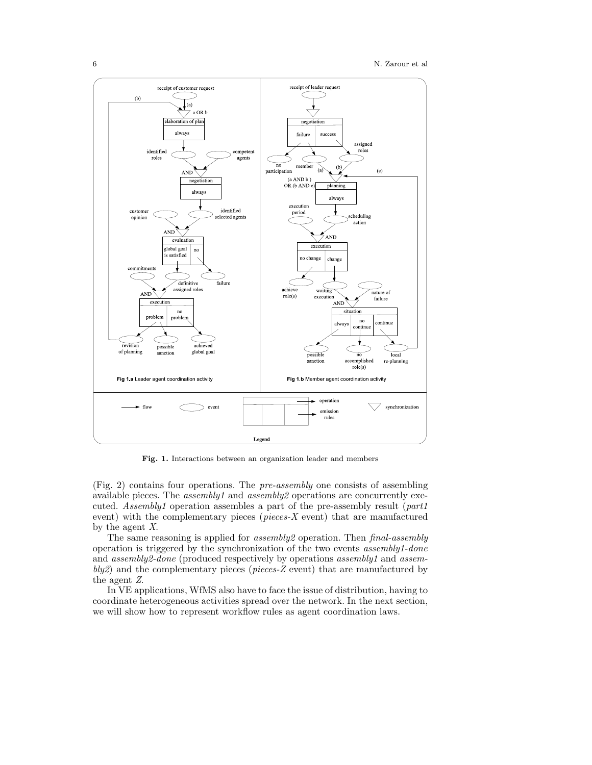Fig. 1. Interactions between an organization leader and members

(Fig. 2) contains four operations. The *pre-assembly* one consists of assembling available pieces. The *assembly1* and *assembly2* operations are concurrently executed. *Assembly1* operation assembles a part of the pre-assembly result (*part1* event) with the complementary pieces (*pieces-X* event) that are manufactured by the agent *X*.

The same reasoning is applied for *assembly2* operation. Then *final-assembly* operation is triggered by the synchronization of the two events *assembly1-done* and *assembly2-done* (produced respectively by operations *assembly1* and *assembly2*) and the complementary pieces (*pieces-Z* event) that are manufactured by the agent *Z*.

In VE applications, WfMS also have to face the issue of distribution, having to coordinate heterogeneous activities spread over the network. In the next section, we will show how to represent workflow rules as agent coordination laws.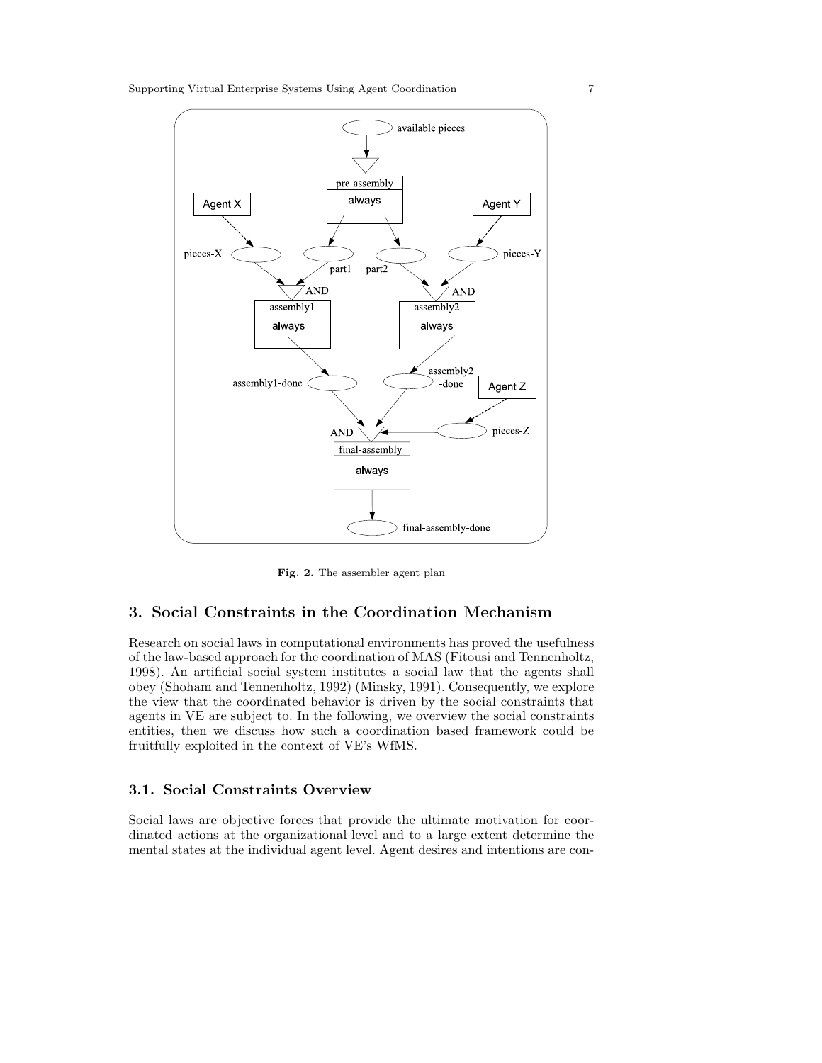Fig. 2. The assembler agent plan

## 3. Social Constraints in the Coordination Mechanism

Research on social laws in computational environments has proved the usefulness of the law-based approach for the coordination of MAS (Fitousi and Tennenholtz, 1998). An artificial social system institutes a social law that the agents shall obey (Shoham and Tennenholtz, 1992) (Minsky, 1991). Consequently, we explore the view that the coordinated behavior is driven by the social constraints that agents in VE are subject to. In the following, we overview the social constraints entities, then we discuss how such a coordination based framework could be fruitfully exploited in the context of VE's WfMS.

### 3.1. Social Constraints Overview

Social laws are objective forces that provide the ultimate motivation for coordinated actions at the organizational level and to a large extent determine the mental states at the individual agent level. Agent desires and intentions are con-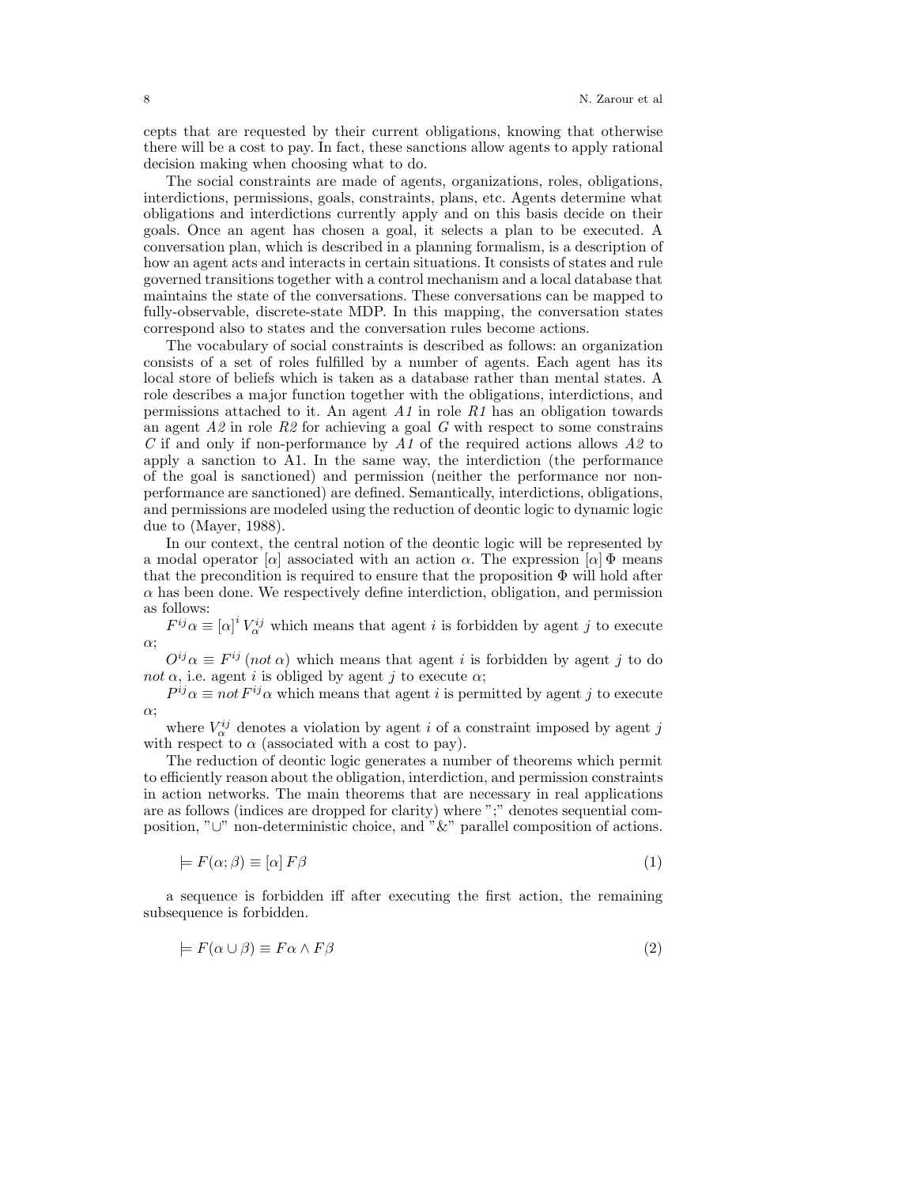cepts that are requested by their current obligations, knowing that otherwise there will be a cost to pay. In fact, these sanctions allow agents to apply rational decision making when choosing what to do.

The social constraints are made of agents, organizations, roles, obligations, interdictions, permissions, goals, constraints, plans, etc. Agents determine what obligations and interdictions currently apply and on this basis decide on their goals. Once an agent has chosen a goal, it selects a plan to be executed. A conversation plan, which is described in a planning formalism, is a description of how an agent acts and interacts in certain situations. It consists of states and rule governed transitions together with a control mechanism and a local database that maintains the state of the conversations. These conversations can be mapped to fully-observable, discrete-state MDP. In this mapping, the conversation states correspond also to states and the conversation rules become actions.

The vocabulary of social constraints is described as follows: an organization consists of a set of roles fulfilled by a number of agents. Each agent has its local store of beliefs which is taken as a database rather than mental states. A role describes a major function together with the obligations, interdictions, and permissions attached to it. An agent *A1* in role *R1* has an obligation towards an agent *A2* in role *R2* for achieving a goal *G* with respect to some constrains *C* if and only if non-performance by *A1* of the required actions allows *A2* to apply a sanction to A1. In the same way, the interdiction (the performance of the goal is sanctioned) and permission (neither the performance nor non-performance are sanctioned) are defined. Semantically, interdictions, obligations, and permissions are modeled using the reduction of deontic logic to dynamic logic due to (Mayer, 1988).

In our context, the central notion of the deontic logic will be represented by a modal operator $[\alpha]$ associated with an action $\alpha$. The expression $[\alpha]\,\Phi$ means that the precondition is required to ensure that the proposition $\Phi$ will hold after $\alpha$ has been done. We respectively define interdiction, obligation, and permission as follows:

$F^{ij}\alpha \equiv [\alpha]^{i}\, V_{\alpha}^{ij}$ which means that agent $i$ is forbidden by agent $j$ to execute $\alpha$;

$O^{ij}\alpha \equiv F^{ij}\,(not\ \alpha)$ which means that agent $i$ is forbidden by agent $j$ to do $not\ \alpha$, i.e. agent $i$ is obliged by agent $j$ to execute $\alpha$;

$P^{ij}\alpha \equiv not\, F^{ij}\alpha$ which means that agent $i$ is permitted by agent $j$ to execute $\alpha$;

where $V_{\alpha}^{ij}$ denotes a violation by agent $i$ of a constraint imposed by agent $j$ with respect to $\alpha$ (associated with a cost to pay).

The reduction of deontic logic generates a number of theorems which permit to efficiently reason about the obligation, interdiction, and permission constraints in action networks. The main theorems that are necessary in real applications are as follows (indices are dropped for clarity) where ";" denotes sequential composition, "$\cup$" non-deterministic choice, and "&" parallel composition of actions.

$$\models F(\alpha;\beta) \equiv [\alpha]\, F\beta \tag{1}$$

a sequence is forbidden iff after executing the first action, the remaining subsequence is forbidden.

$$\models F(\alpha \cup \beta) \equiv F\alpha \wedge F\beta \tag{2}$$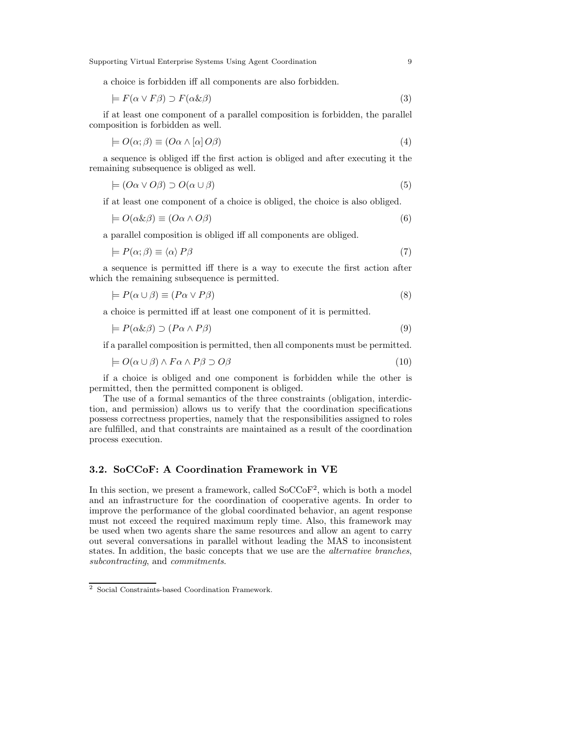a choice is forbidden iff all components are also forbidden.

$$\models F(\alpha \vee F\beta) \supset F(\alpha \& \beta) \tag{3}$$

if at least one component of a parallel composition is forbidden, the parallel composition is forbidden as well.

$$\models O(\alpha;\beta) \equiv (O\alpha \wedge [\alpha]\, O\beta) \tag{4}$$

a sequence is obliged iff the first action is obliged and after executing it the remaining subsequence is obliged as well.

$$\models (O\alpha \vee O\beta) \supset O(\alpha \cup \beta) \tag{5}$$

if at least one component of a choice is obliged, the choice is also obliged.

$$\models O(\alpha \& \beta) \equiv (O\alpha \wedge O\beta) \tag{6}$$

a parallel composition is obliged iff all components are obliged.

$$\models P(\alpha;\beta) \equiv \langle \alpha \rangle\, P\beta \tag{7}$$

a sequence is permitted iff there is a way to execute the first action after which the remaining subsequence is permitted.

$$\models P(\alpha \cup \beta) \equiv (P\alpha \vee P\beta) \tag{8}$$

a choice is permitted iff at least one component of it is permitted.

$$\models P(\alpha \& \beta) \supset (P\alpha \wedge P\beta) \tag{9}$$

if a parallel composition is permitted, then all components must be permitted.

$$\models O(\alpha \cup \beta) \wedge F\alpha \wedge P\beta \supset O\beta \tag{10}$$

if a choice is obliged and one component is forbidden while the other is permitted, then the permitted component is obliged.

The use of a formal semantics of the three constraints (obligation, interdiction, and permission) allows us to verify that the coordination specifications possess correctness properties, namely that the responsibilities assigned to roles are fulfilled, and that constraints are maintained as a result of the coordination process execution.

### 3.2. SoCCoF: A Coordination Framework in VE

In this section, we present a framework, called SoCCoF[2], which is both a model and an infrastructure for the coordination of cooperative agents. In order to improve the performance of the global coordinated behavior, an agent response must not exceed the required maximum reply time. Also, this framework may be used when two agents share the same resources and allow an agent to carry out several conversations in parallel without leading the MAS to inconsistent states. In addition, the basic concepts that we use are the *alternative branches*, *subcontracting*, and *commitments*.

[2] Social Constraints-based Coordination Framework.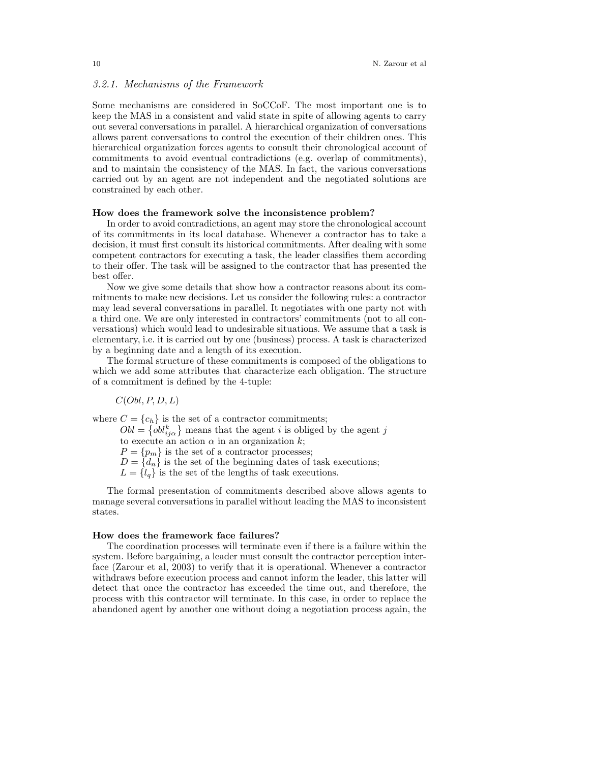### 3.2.1. Mechanisms of the Framework

Some mechanisms are considered in SoCCoF. The most important one is to keep the MAS in a consistent and valid state in spite of allowing agents to carry out several conversations in parallel. A hierarchical organization of conversations allows parent conversations to control the execution of their children ones. This hierarchical organization forces agents to consult their chronological account of commitments to avoid eventual contradictions (e.g. overlap of commitments), and to maintain the consistency of the MAS. In fact, the various conversations carried out by an agent are not independent and the negotiated solutions are constrained by each other.

**How does the framework solve the inconsistence problem?**

In order to avoid contradictions, an agent may store the chronological account of its commitments in its local database. Whenever a contractor has to take a decision, it must first consult its historical commitments. After dealing with some competent contractors for executing a task, the leader classifies them according to their offer. The task will be assigned to the contractor that has presented the best offer.

Now we give some details that show how a contractor reasons about its commitments to make new decisions. Let us consider the following rules: a contractor may lead several conversations in parallel. It negotiates with one party not with a third one. We are only interested in contractors' commitments (not to all conversations) which would lead to undesirable situations. We assume that a task is elementary, i.e. it is carried out by one (business) process. A task is characterized by a beginning date and a length of its execution.

The formal structure of these commitments is composed of the obligations to which we add some attributes that characterize each obligation. The structure of a commitment is defined by the 4-tuple:

$C(Obl, P, D, L)$

where $C = \{c_h\}$ is the set of a contractor commitments;

$Obl = \{obl^k_{ij\alpha}\}$ means that the agent $i$ is obliged by the agent $j$ to execute an action $\alpha$ in an organization $k$;

$P = \{p_m\}$ is the set of a contractor processes;

$D = \{d_n\}$ is the set of the beginning dates of task executions;

$L = \{l_q\}$ is the set of the lengths of task executions.

The formal presentation of commitments described above allows agents to manage several conversations in parallel without leading the MAS to inconsistent states.

**How does the framework face failures?**

The coordination processes will terminate even if there is a failure within the system. Before bargaining, a leader must consult the contractor perception interface (Zarour et al, 2003) to verify that it is operational. Whenever a contractor withdraws before execution process and cannot inform the leader, this latter will detect that once the contractor has exceeded the time out, and therefore, the process with this contractor will terminate. In this case, in order to replace the abandoned agent by another one without doing a negotiation process again, the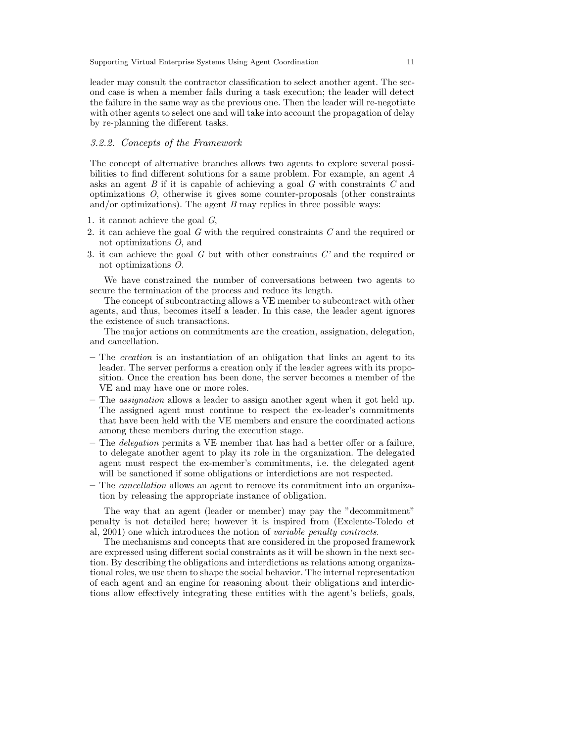leader may consult the contractor classification to select another agent. The second case is when a member fails during a task execution; the leader will detect the failure in the same way as the previous one. Then the leader will re-negotiate with other agents to select one and will take into account the propagation of delay by re-planning the different tasks.

### *3.2.2. Concepts of the Framework*

The concept of alternative branches allows two agents to explore several possibilities to find different solutions for a same problem. For example, an agent $A$ asks an agent $B$ if it is capable of achieving a goal $G$ with constraints $C$ and optimizations $O$, otherwise it gives some counter-proposals (other constraints and/or optimizations). The agent $B$ may replies in three possible ways:

1. it cannot achieve the goal $G$,
2. it can achieve the goal $G$ with the required constraints $C$ and the required or not optimizations $O$, and
3. it can achieve the goal $G$ but with other constraints $C'$ and the required or not optimizations $O$.

We have constrained the number of conversations between two agents to secure the termination of the process and reduce its length.

The concept of subcontracting allows a VE member to subcontract with other agents, and thus, becomes itself a leader. In this case, the leader agent ignores the existence of such transactions.

The major actions on commitments are the creation, assignation, delegation, and cancellation.

- The *creation* is an instantiation of an obligation that links an agent to its leader. The server performs a creation only if the leader agrees with its proposition. Once the creation has been done, the server becomes a member of the VE and may have one or more roles.
- The *assignation* allows a leader to assign another agent when it got held up. The assigned agent must continue to respect the ex-leader's commitments that have been held with the VE members and ensure the coordinated actions among these members during the execution stage.
- The *delegation* permits a VE member that has had a better offer or a failure, to delegate another agent to play its role in the organization. The delegated agent must respect the ex-member's commitments, i.e. the delegated agent will be sanctioned if some obligations or interdictions are not respected.
- The *cancellation* allows an agent to remove its commitment into an organization by releasing the appropriate instance of obligation.

The way that an agent (leader or member) may pay the "decommitment" penalty is not detailed here; however it is inspired from (Exelente-Toledo et al, 2001) one which introduces the notion of *variable penalty contracts*.

The mechanisms and concepts that are considered in the proposed framework are expressed using different social constraints as it will be shown in the next section. By describing the obligations and interdictions as relations among organizational roles, we use them to shape the social behavior. The internal representation of each agent and an engine for reasoning about their obligations and interdictions allow effectively integrating these entities with the agent's beliefs, goals,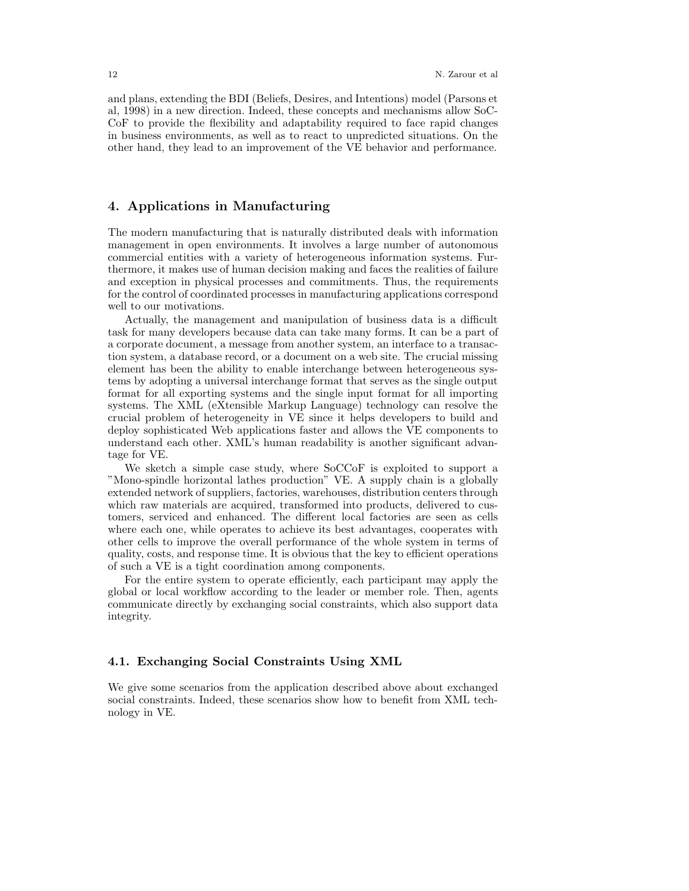and plans, extending the BDI (Beliefs, Desires, and Intentions) model (Parsons et al, 1998) in a new direction. Indeed, these concepts and mechanisms allow SoCCoF to provide the flexibility and adaptability required to face rapid changes in business environments, as well as to react to unpredicted situations. On the other hand, they lead to an improvement of the VE behavior and performance.

## 4. Applications in Manufacturing

The modern manufacturing that is naturally distributed deals with information management in open environments. It involves a large number of autonomous commercial entities with a variety of heterogeneous information systems. Furthermore, it makes use of human decision making and faces the realities of failure and exception in physical processes and commitments. Thus, the requirements for the control of coordinated processes in manufacturing applications correspond well to our motivations.

Actually, the management and manipulation of business data is a difficult task for many developers because data can take many forms. It can be a part of a corporate document, a message from another system, an interface to a transaction system, a database record, or a document on a web site. The crucial missing element has been the ability to enable interchange between heterogeneous systems by adopting a universal interchange format that serves as the single output format for all exporting systems and the single input format for all importing systems. The XML (eXtensible Markup Language) technology can resolve the crucial problem of heterogeneity in VE since it helps developers to build and deploy sophisticated Web applications faster and allows the VE components to understand each other. XML's human readability is another significant advantage for VE.

We sketch a simple case study, where SoCCoF is exploited to support a "Mono-spindle horizontal lathes production" VE. A supply chain is a globally extended network of suppliers, factories, warehouses, distribution centers through which raw materials are acquired, transformed into products, delivered to customers, serviced and enhanced. The different local factories are seen as cells where each one, while operates to achieve its best advantages, cooperates with other cells to improve the overall performance of the whole system in terms of quality, costs, and response time. It is obvious that the key to efficient operations of such a VE is a tight coordination among components.

For the entire system to operate efficiently, each participant may apply the global or local workflow according to the leader or member role. Then, agents communicate directly by exchanging social constraints, which also support data integrity.

### 4.1. Exchanging Social Constraints Using XML

We give some scenarios from the application described above about exchanged social constraints. Indeed, these scenarios show how to benefit from XML technology in VE.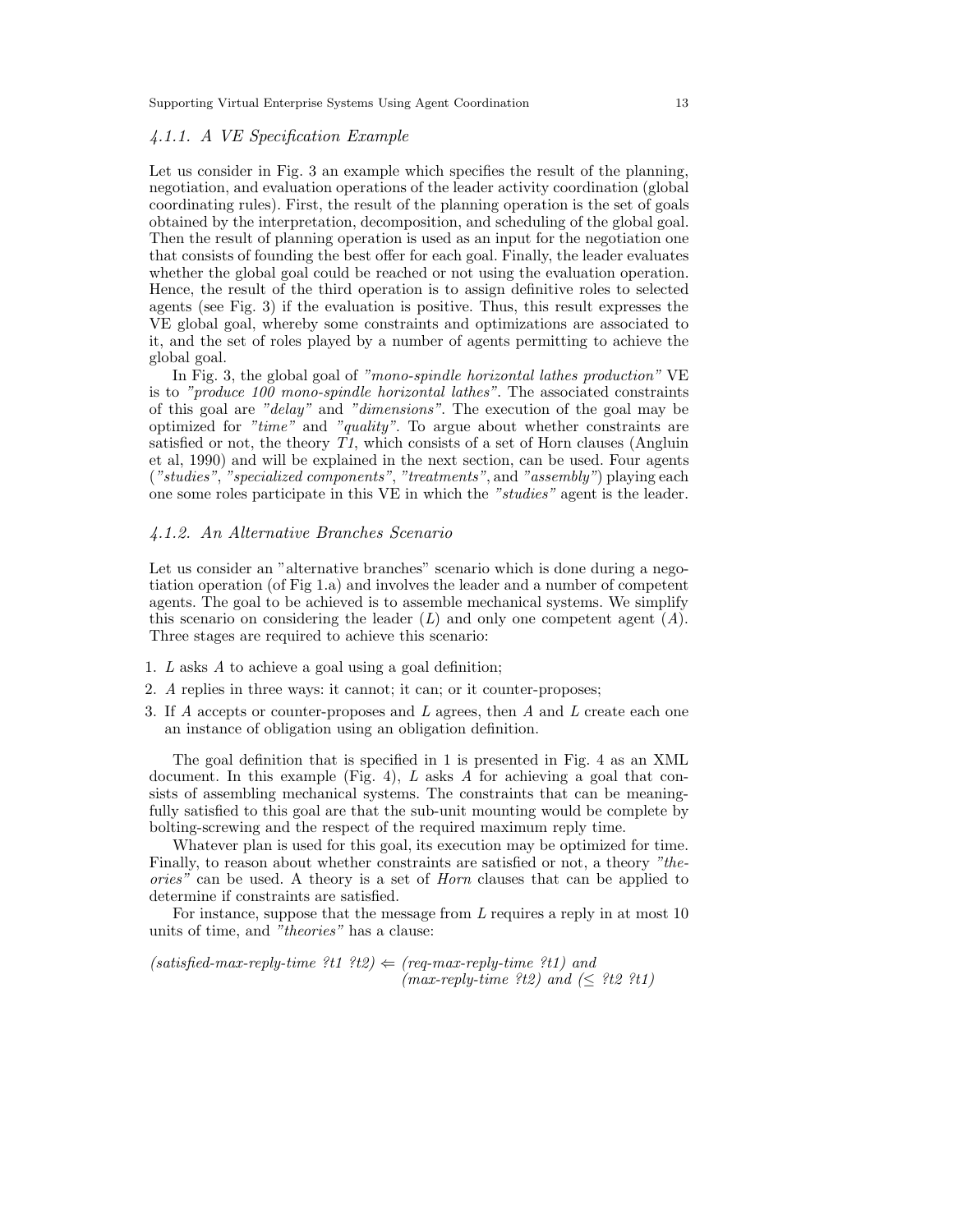### 4.1.1. A VE Specification Example

Let us consider in Fig. 3 an example which specifies the result of the planning, negotiation, and evaluation operations of the leader activity coordination (global coordinating rules). First, the result of the planning operation is the set of goals obtained by the interpretation, decomposition, and scheduling of the global goal. Then the result of planning operation is used as an input for the negotiation one that consists of founding the best offer for each goal. Finally, the leader evaluates whether the global goal could be reached or not using the evaluation operation. Hence, the result of the third operation is to assign definitive roles to selected agents (see Fig. 3) if the evaluation is positive. Thus, this result expresses the VE global goal, whereby some constraints and optimizations are associated to it, and the set of roles played by a number of agents permitting to achieve the global goal.

In Fig. 3, the global goal of *"mono-spindle horizontal lathes production"* VE is to *"produce 100 mono-spindle horizontal lathes"*. The associated constraints of this goal are *"delay"* and *"dimensions"*. The execution of the goal may be optimized for *"time"* and *"quality"*. To argue about whether constraints are satisfied or not, the theory *T1*, which consists of a set of Horn clauses (Angluin et al, 1990) and will be explained in the next section, can be used. Four agents (*"studies"*, *"specialized components"*, *"treatments"*, and *"assembly"*) playing each one some roles participate in this VE in which the *"studies"* agent is the leader.

### 4.1.2. An Alternative Branches Scenario

Let us consider an "alternative branches" scenario which is done during a negotiation operation (of Fig 1.a) and involves the leader and a number of competent agents. The goal to be achieved is to assemble mechanical systems. We simplify this scenario on considering the leader ($L$) and only one competent agent ($A$). Three stages are required to achieve this scenario:

1. $L$ asks $A$ to achieve a goal using a goal definition;
2. $A$ replies in three ways: it cannot; it can; or it counter-proposes;
3. If $A$ accepts or counter-proposes and $L$ agrees, then $A$ and $L$ create each one an instance of obligation using an obligation definition.

The goal definition that is specified in 1 is presented in Fig. 4 as an XML document. In this example (Fig. 4), $L$ asks $A$ for achieving a goal that consists of assembling mechanical systems. The constraints that can be meaningfully satisfied to this goal are that the sub-unit mounting would be complete by bolting-screwing and the respect of the required maximum reply time.

Whatever plan is used for this goal, its execution may be optimized for time. Finally, to reason about whether constraints are satisfied or not, a theory *"theories"* can be used. A theory is a set of *Horn* clauses that can be applied to determine if constraints are satisfied.

For instance, suppose that the message from $L$ requires a reply in at most 10 units of time, and *"theories"* has a clause:

*(satisfied-max-reply-time ?t1 ?t2)* $\Leftarrow$ *(req-max-reply-time ?t1) and*
*(max-reply-time ?t2) and* ($\leq$ *?t2 ?t1)*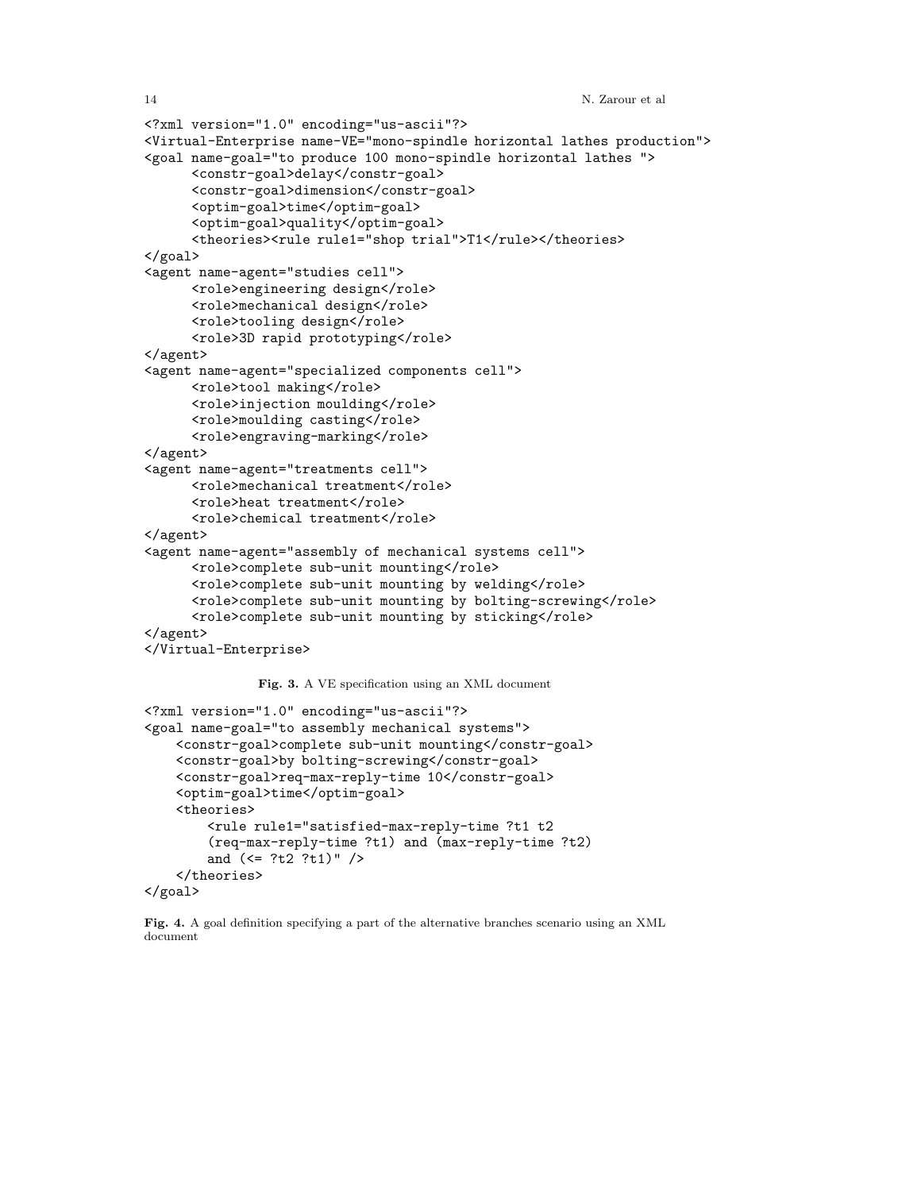```xml
<?xml version="1.0" encoding="us-ascii"?>
<Virtual-Enterprise name-VE="mono-spindle horizontal lathes production">
<goal name-goal="to produce 100 mono-spindle horizontal lathes ">
      <constr-goal>delay</constr-goal>
      <constr-goal>dimension</constr-goal>
      <optim-goal>time</optim-goal>
      <optim-goal>quality</optim-goal>
      <theories><rule rule1="shop trial">T1</rule></theories>
</goal>
<agent name-agent="studies cell">
      <role>engineering design</role>
      <role>mechanical design</role>
      <role>tooling design</role>
      <role>3D rapid prototyping</role>
</agent>
<agent name-agent="specialized components cell">
      <role>tool making</role>
      <role>injection moulding</role>
      <role>moulding casting</role>
      <role>engraving-marking</role>
</agent>
<agent name-agent="treatments cell">
      <role>mechanical treatment</role>
      <role>heat treatment</role>
      <role>chemical treatment</role>
</agent>
<agent name-agent="assembly of mechanical systems cell">
      <role>complete sub-unit mounting</role>
      <role>complete sub-unit mounting by welding</role>
      <role>complete sub-unit mounting by bolting-screwing</role>
      <role>complete sub-unit mounting by sticking</role>
</agent>
</Virtual-Enterprise>
```

**Fig. 3.** A VE specification using an XML document

```xml
<?xml version="1.0" encoding="us-ascii"?>
<goal name-goal="to assembly mechanical systems">
    <constr-goal>complete sub-unit mounting</constr-goal>
    <constr-goal>by bolting-screwing</constr-goal>
    <constr-goal>req-max-reply-time 10</constr-goal>
    <optim-goal>time</optim-goal>
    <theories>
        <rule rule1="satisfied-max-reply-time ?t1 t2
        (req-max-reply-time ?t1) and (max-reply-time ?t2)
        and (<= ?t2 ?t1)" />
    </theories>
</goal>
```

**Fig. 4.** A goal definition specifying a part of the alternative branches scenario using an XML document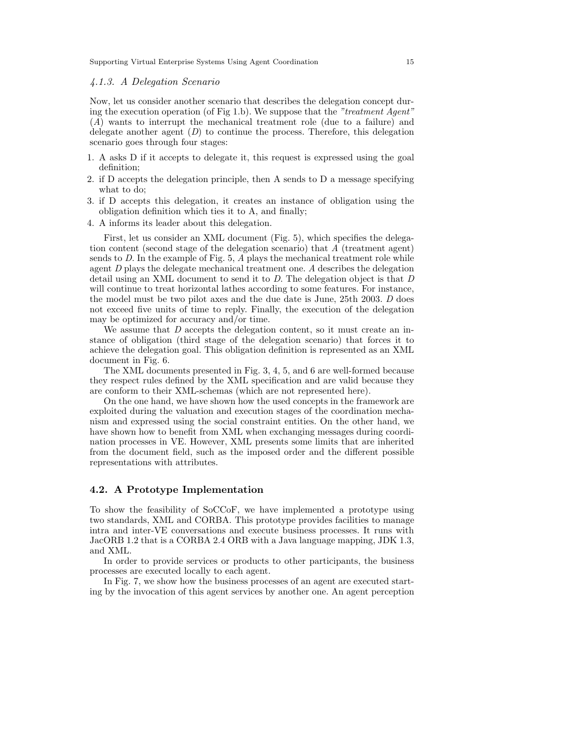### 4.1.3. A Delegation Scenario

Now, let us consider another scenario that describes the delegation concept during the execution operation (of Fig 1.b). We suppose that the *"treatment Agent"* (*A*) wants to interrupt the mechanical treatment role (due to a failure) and delegate another agent (*D*) to continue the process. Therefore, this delegation scenario goes through four stages:

1. A asks D if it accepts to delegate it, this request is expressed using the goal definition;
2. if D accepts the delegation principle, then A sends to D a message specifying what to do;
3. if D accepts this delegation, it creates an instance of obligation using the obligation definition which ties it to A, and finally;
4. A informs its leader about this delegation.

First, let us consider an XML document (Fig. 5), which specifies the delegation content (second stage of the delegation scenario) that *A* (treatment agent) sends to *D*. In the example of Fig. 5, *A* plays the mechanical treatment role while agent *D* plays the delegate mechanical treatment one. *A* describes the delegation detail using an XML document to send it to *D*. The delegation object is that *D* will continue to treat horizontal lathes according to some features. For instance, the model must be two pilot axes and the due date is June, 25th 2003. *D* does not exceed five units of time to reply. Finally, the execution of the delegation may be optimized for accuracy and/or time.

We assume that *D* accepts the delegation content, so it must create an instance of obligation (third stage of the delegation scenario) that forces it to achieve the delegation goal. This obligation definition is represented as an XML document in Fig. 6.

The XML documents presented in Fig. 3, 4, 5, and 6 are well-formed because they respect rules defined by the XML specification and are valid because they are conform to their XML-schemas (which are not represented here).

On the one hand, we have shown how the used concepts in the framework are exploited during the valuation and execution stages of the coordination mechanism and expressed using the social constraint entities. On the other hand, we have shown how to benefit from XML when exchanging messages during coordination processes in VE. However, XML presents some limits that are inherited from the document field, such as the imposed order and the different possible representations with attributes.

## 4.2. A Prototype Implementation

To show the feasibility of SoCCoF, we have implemented a prototype using two standards, XML and CORBA. This prototype provides facilities to manage intra and inter-VE conversations and execute business processes. It runs with JacORB 1.2 that is a CORBA 2.4 ORB with a Java language mapping, JDK 1.3, and XML.

In order to provide services or products to other participants, the business processes are executed locally to each agent.

In Fig. 7, we show how the business processes of an agent are executed starting by the invocation of this agent services by another one. An agent perception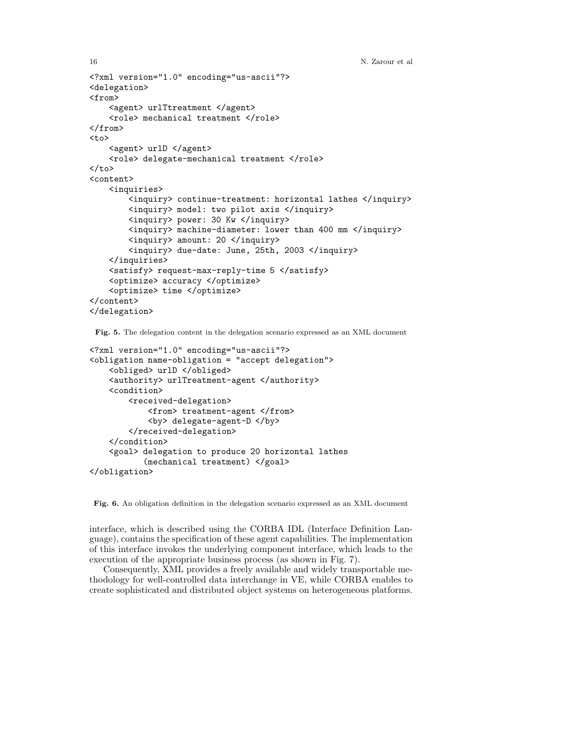```xml
<?xml version="1.0" encoding="us-ascii"?>
<delegation>
<from>
    <agent> urlTtreatment </agent>
    <role> mechanical treatment </role>
</from>
<to>
    <agent> urlD </agent>
    <role> delegate-mechanical treatment </role>
</to>
<content>
    <inquiries>
        <inquiry> continue-treatment: horizontal lathes </inquiry>
        <inquiry> model: two pilot axis </inquiry>
        <inquiry> power: 30 Kw </inquiry>
        <inquiry> machine-diameter: lower than 400 mm </inquiry>
        <inquiry> amount: 20 </inquiry>
        <inquiry> due-date: June, 25th, 2003 </inquiry>
    </inquiries>
    <satisfy> request-max-reply-time 5 </satisfy>
    <optimize> accuracy </optimize>
    <optimize> time </optimize>
</content>
</delegation>
```

**Fig. 5.** The delegation content in the delegation scenario expressed as an XML document

```xml
<?xml version="1.0" encoding="us-ascii"?>
<obligation name-obligation = "accept delegation">
    <obliged> urlD </obliged>
    <authority> urlTreatment-agent </authority>
    <condition>
        <received-delegation>
            <from> treatment-agent </from>
            <by> delegate-agent-D </by>
        </received-delegation>
    </condition>
    <goal> delegation to produce 20 horizontal lathes
           (mechanical treatment) </goal>
</obligation>
```

**Fig. 6.** An obligation definition in the delegation scenario expressed as an XML document

interface, which is described using the CORBA IDL (Interface Definition Language), contains the specification of these agent capabilities. The implementation of this interface invokes the underlying component interface, which leads to the execution of the appropriate business process (as shown in Fig. 7).

Consequently, XML provides a freely available and widely transportable methodology for well-controlled data interchange in VE, while CORBA enables to create sophisticated and distributed object systems on heterogeneous platforms.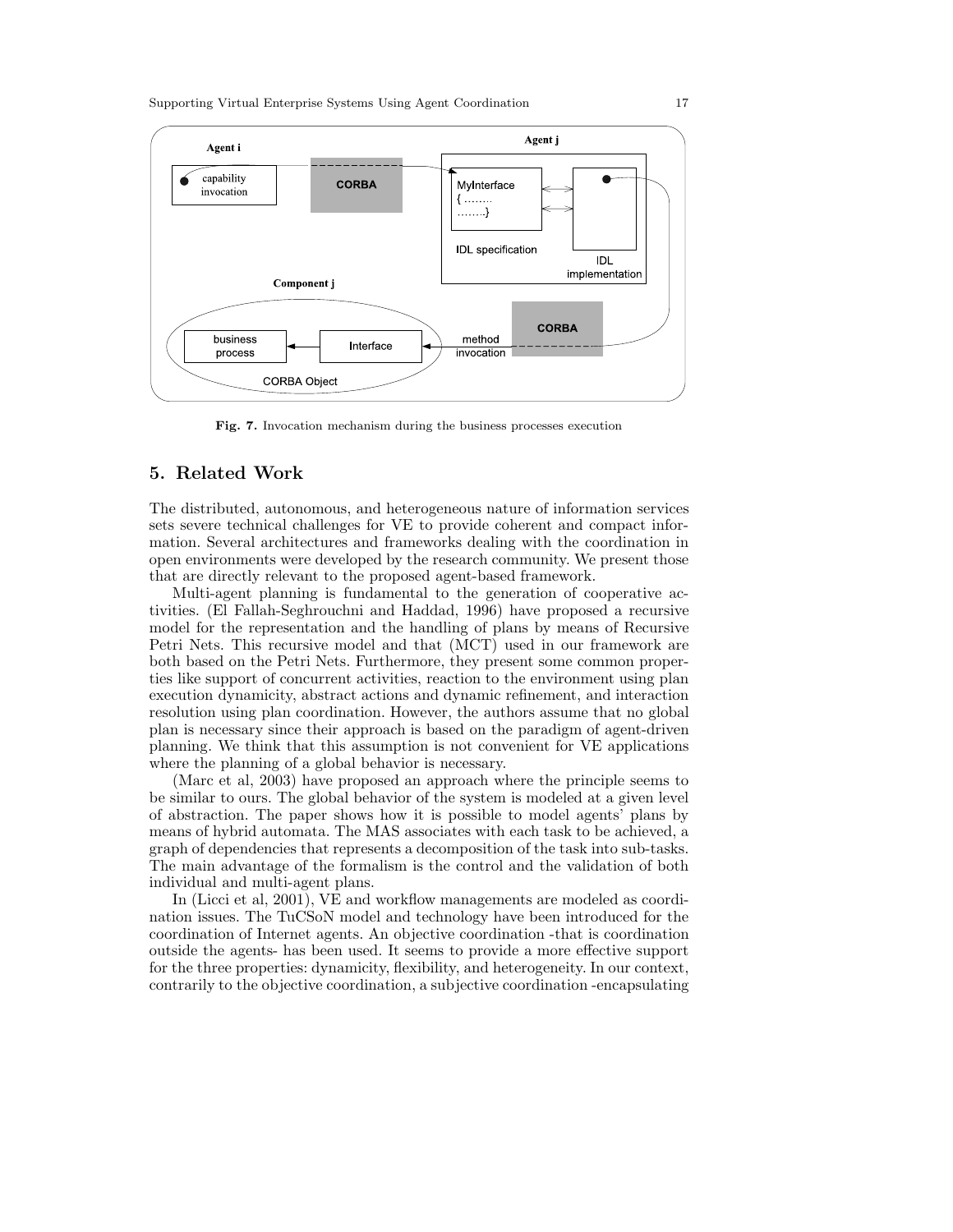**Fig. 7.** Invocation mechanism during the business processes execution

## 5. Related Work

The distributed, autonomous, and heterogeneous nature of information services sets severe technical challenges for VE to provide coherent and compact information. Several architectures and frameworks dealing with the coordination in open environments were developed by the research community. We present those that are directly relevant to the proposed agent-based framework.

Multi-agent planning is fundamental to the generation of cooperative activities. (El Fallah-Seghrouchni and Haddad, 1996) have proposed a recursive model for the representation and the handling of plans by means of Recursive Petri Nets. This recursive model and that (MCT) used in our framework are both based on the Petri Nets. Furthermore, they present some common properties like support of concurrent activities, reaction to the environment using plan execution dynamicity, abstract actions and dynamic refinement, and interaction resolution using plan coordination. However, the authors assume that no global plan is necessary since their approach is based on the paradigm of agent-driven planning. We think that this assumption is not convenient for VE applications where the planning of a global behavior is necessary.

(Marc et al, 2003) have proposed an approach where the principle seems to be similar to ours. The global behavior of the system is modeled at a given level of abstraction. The paper shows how it is possible to model agents' plans by means of hybrid automata. The MAS associates with each task to be achieved, a graph of dependencies that represents a decomposition of the task into sub-tasks. The main advantage of the formalism is the control and the validation of both individual and multi-agent plans.

In (Licci et al, 2001), VE and workflow managements are modeled as coordination issues. The TuCSoN model and technology have been introduced for the coordination of Internet agents. An objective coordination -that is coordination outside the agents- has been used. It seems to provide a more effective support for the three properties: dynamicity, flexibility, and heterogeneity. In our context, contrarily to the objective coordination, a subjective coordination -encapsulating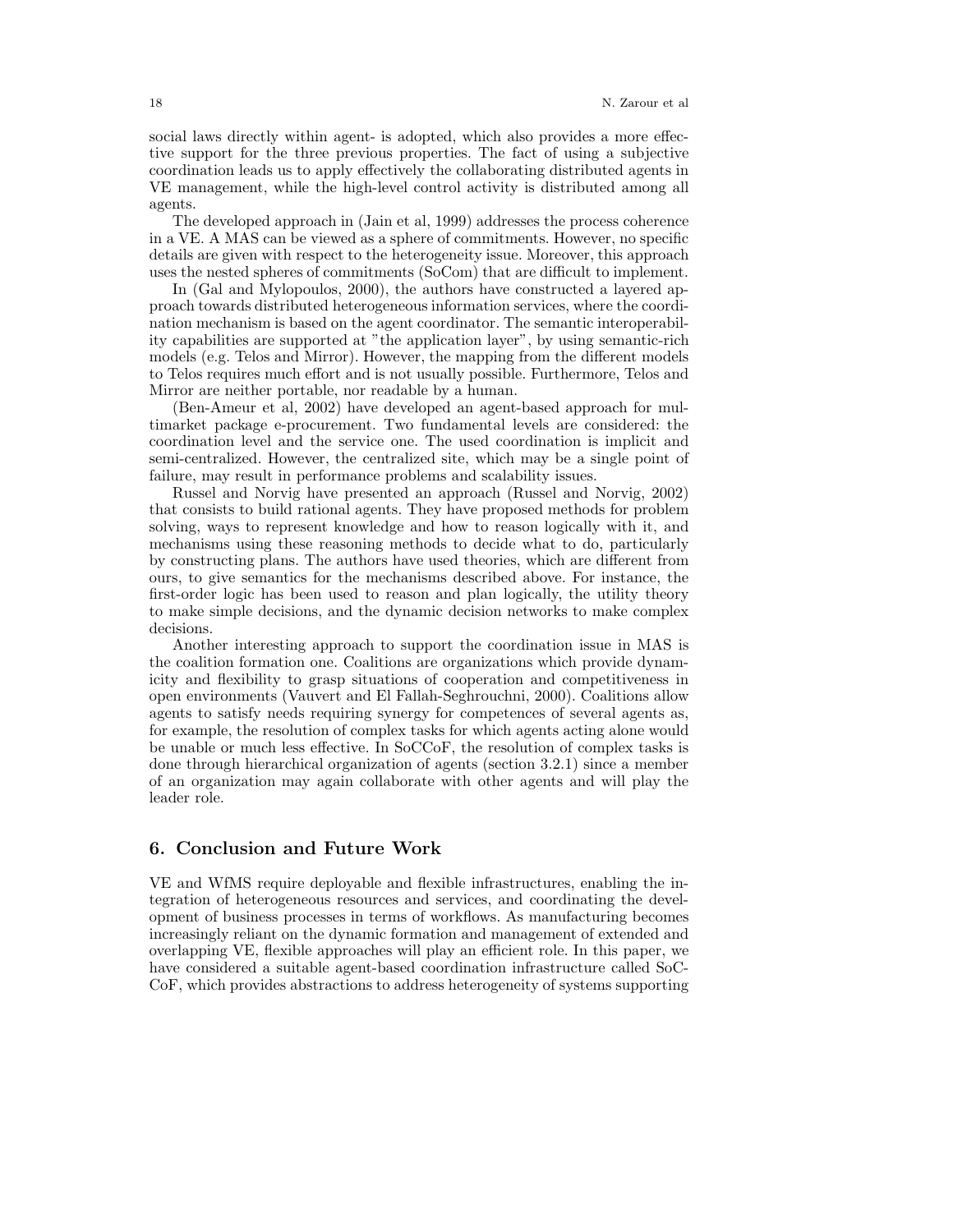social laws directly within agent- is adopted, which also provides a more effective support for the three previous properties. The fact of using a subjective coordination leads us to apply effectively the collaborating distributed agents in VE management, while the high-level control activity is distributed among all agents.

The developed approach in (Jain et al, 1999) addresses the process coherence in a VE. A MAS can be viewed as a sphere of commitments. However, no specific details are given with respect to the heterogeneity issue. Moreover, this approach uses the nested spheres of commitments (SoCom) that are difficult to implement.

In (Gal and Mylopoulos, 2000), the authors have constructed a layered approach towards distributed heterogeneous information services, where the coordination mechanism is based on the agent coordinator. The semantic interoperability capabilities are supported at "the application layer", by using semantic-rich models (e.g. Telos and Mirror). However, the mapping from the different models to Telos requires much effort and is not usually possible. Furthermore, Telos and Mirror are neither portable, nor readable by a human.

(Ben-Ameur et al, 2002) have developed an agent-based approach for multimarket package e-procurement. Two fundamental levels are considered: the coordination level and the service one. The used coordination is implicit and semi-centralized. However, the centralized site, which may be a single point of failure, may result in performance problems and scalability issues.

Russel and Norvig have presented an approach (Russel and Norvig, 2002) that consists to build rational agents. They have proposed methods for problem solving, ways to represent knowledge and how to reason logically with it, and mechanisms using these reasoning methods to decide what to do, particularly by constructing plans. The authors have used theories, which are different from ours, to give semantics for the mechanisms described above. For instance, the first-order logic has been used to reason and plan logically, the utility theory to make simple decisions, and the dynamic decision networks to make complex decisions.

Another interesting approach to support the coordination issue in MAS is the coalition formation one. Coalitions are organizations which provide dynamicity and flexibility to grasp situations of cooperation and competitiveness in open environments (Vauvert and El Fallah-Seghrouchni, 2000). Coalitions allow agents to satisfy needs requiring synergy for competences of several agents as, for example, the resolution of complex tasks for which agents acting alone would be unable or much less effective. In SoCCoF, the resolution of complex tasks is done through hierarchical organization of agents (section 3.2.1) since a member of an organization may again collaborate with other agents and will play the leader role.

## 6. Conclusion and Future Work

VE and WfMS require deployable and flexible infrastructures, enabling the integration of heterogeneous resources and services, and coordinating the development of business processes in terms of workflows. As manufacturing becomes increasingly reliant on the dynamic formation and management of extended and overlapping VE, flexible approaches will play an efficient role. In this paper, we have considered a suitable agent-based coordination infrastructure called SoCCoF, which provides abstractions to address heterogeneity of systems supporting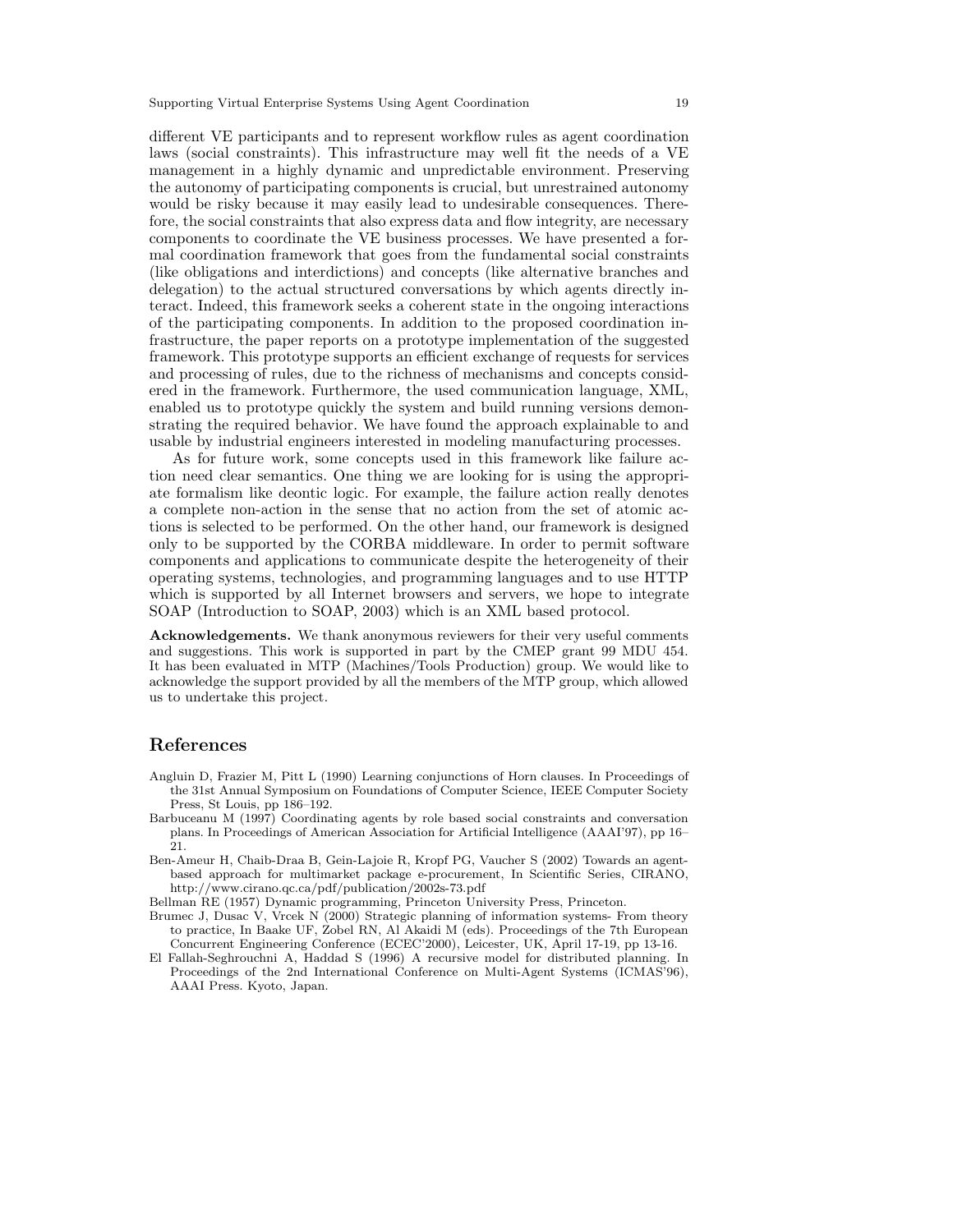different VE participants and to represent workflow rules as agent coordination laws (social constraints). This infrastructure may well fit the needs of a VE management in a highly dynamic and unpredictable environment. Preserving the autonomy of participating components is crucial, but unrestrained autonomy would be risky because it may easily lead to undesirable consequences. Therefore, the social constraints that also express data and flow integrity, are necessary components to coordinate the VE business processes. We have presented a formal coordination framework that goes from the fundamental social constraints (like obligations and interdictions) and concepts (like alternative branches and delegation) to the actual structured conversations by which agents directly interact. Indeed, this framework seeks a coherent state in the ongoing interactions of the participating components. In addition to the proposed coordination infrastructure, the paper reports on a prototype implementation of the suggested framework. This prototype supports an efficient exchange of requests for services and processing of rules, due to the richness of mechanisms and concepts considered in the framework. Furthermore, the used communication language, XML, enabled us to prototype quickly the system and build running versions demonstrating the required behavior. We have found the approach explainable to and usable by industrial engineers interested in modeling manufacturing processes.

As for future work, some concepts used in this framework like failure action need clear semantics. One thing we are looking for is using the appropriate formalism like deontic logic. For example, the failure action really denotes a complete non-action in the sense that no action from the set of atomic actions is selected to be performed. On the other hand, our framework is designed only to be supported by the CORBA middleware. In order to permit software components and applications to communicate despite the heterogeneity of their operating systems, technologies, and programming languages and to use HTTP which is supported by all Internet browsers and servers, we hope to integrate SOAP (Introduction to SOAP, 2003) which is an XML based protocol.

**Acknowledgements.** We thank anonymous reviewers for their very useful comments and suggestions. This work is supported in part by the CMEP grant 99 MDU 454. It has been evaluated in MTP (Machines/Tools Production) group. We would like to acknowledge the support provided by all the members of the MTP group, which allowed us to undertake this project.

## References

Angluin D, Frazier M, Pitt L (1990) Learning conjunctions of Horn clauses. In Proceedings of the 31st Annual Symposium on Foundations of Computer Science, IEEE Computer Society Press, St Louis, pp 186–192.

Barbuceanu M (1997) Coordinating agents by role based social constraints and conversation plans. In Proceedings of American Association for Artificial Intelligence (AAAI'97), pp 16–21.

Ben-Ameur H, Chaib-Draa B, Gein-Lajoie R, Kropf PG, Vaucher S (2002) Towards an agent-based approach for multimarket package e-procurement, In Scientific Series, CIRANO, http://www.cirano.qc.ca/pdf/publication/2002s-73.pdf

Bellman RE (1957) Dynamic programming, Princeton University Press, Princeton.

Brumec J, Dusac V, Vrcek N (2000) Strategic planning of information systems- From theory to practice, In Baake UF, Zobel RN, Al Akaidi M (eds). Proceedings of the 7th European Concurrent Engineering Conference (ECEC'2000), Leicester, UK, April 17-19, pp 13-16.

El Fallah-Seghrouchni A, Haddad S (1996) A recursive model for distributed planning. In Proceedings of the 2nd International Conference on Multi-Agent Systems (ICMAS'96), AAAI Press. Kyoto, Japan.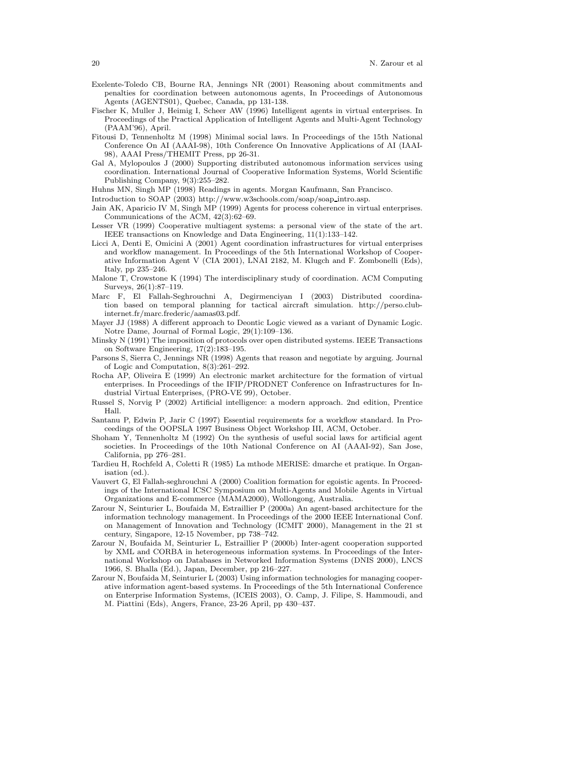Exelente-Toledo CB, Bourne RA, Jennings NR (2001) Reasoning about commitments and penalties for coordination between autonomous agents, In Proceedings of Autonomous Agents (AGENTS01), Quebec, Canada, pp 131-138.

Fischer K, Muller J, Heimig I, Scheer AW (1996) Intelligent agents in virtual enterprises. In Proceedings of the Practical Application of Intelligent Agents and Multi-Agent Technology (PAAM'96), April.

Fitousi D, Tennenholtz M (1998) Minimal social laws. In Proceedings of the 15th National Conference On AI (AAAI-98), 10th Conference On Innovative Applications of AI (IAAI-98), AAAI Press/THEMIT Press, pp 26-31.

Gal A, Mylopoulos J (2000) Supporting distributed autonomous information services using coordination. International Journal of Cooperative Information Systems, World Scientific Publishing Company, 9(3):255–282.

Huhns MN, Singh MP (1998) Readings in agents. Morgan Kaufmann, San Francisco.

Introduction to SOAP (2003) http://www.w3schools.com/soap/soap_intro.asp.

Jain AK, Aparicio IV M, Singh MP (1999) Agents for process coherence in virtual enterprises. Communications of the ACM, 42(3):62–69.

Lesser VR (1999) Cooperative multiagent systems: a personal view of the state of the art. IEEE transactions on Knowledge and Data Engineering, 11(1):133–142.

Licci A, Denti E, Omicini A (2001) Agent coordination infrastructures for virtual enterprises and workflow management. In Proceedings of the 5th International Workshop of Cooperative Information Agent V (CIA 2001), LNAI 2182, M. Klugch and F. Zombonelli (Eds), Italy, pp 235–246.

Malone T, Crowstone K (1994) The interdisciplinary study of coordination. ACM Computing Surveys, 26(1):87–119.

Marc F, El Fallah-Seghrouchni A, Degirmenciyan I (2003) Distributed coordination based on temporal planning for tactical aircraft simulation. http://perso.club-internet.fr/marc.frederic/aamas03.pdf.

Mayer JJ (1988) A different approach to Deontic Logic viewed as a variant of Dynamic Logic. Notre Dame, Journal of Formal Logic, 29(1):109–136.

Minsky N (1991) The imposition of protocols over open distributed systems. IEEE Transactions on Software Engineering, 17(2):183–195.

Parsons S, Sierra C, Jennings NR (1998) Agents that reason and negotiate by arguing. Journal of Logic and Computation, 8(3):261–292.

Rocha AP, Oliveira E (1999) An electronic market architecture for the formation of virtual enterprises. In Proceedings of the IFIP/PRODNET Conference on Infrastructures for Industrial Virtual Enterprises, (PRO-VE 99), October.

Russel S, Norvig P (2002) Artificial intelligence: a modern approach. 2nd edition, Prentice Hall.

Santanu P, Edwin P, Jarir C (1997) Essential requirements for a workflow standard. In Proceedings of the OOPSLA 1997 Business Object Workshop III, ACM, October.

Shoham Y, Tennenholtz M (1992) On the synthesis of useful social laws for artificial agent societies. In Proceedings of the 10th National Conference on AI (AAAI-92), San Jose, California, pp 276–281.

Tardieu H, Rochfeld A, Coletti R (1985) La mthode MERISE: dmarche et pratique. In Organisation (ed.).

Vauvert G, El Fallah-seghrouchni A (2000) Coalition formation for egoistic agents. In Proceedings of the International ICSC Symposium on Multi-Agents and Mobile Agents in Virtual Organizations and E-commerce (MAMA2000), Wollongong, Australia.

Zarour N, Seinturier L, Boufaida M, Estraillier P (2000a) An agent-based architecture for the information technology management. In Proceedings of the 2000 IEEE International Conf. on Management of Innovation and Technology (ICMIT 2000), Management in the 21 st century, Singapore, 12-15 November, pp 738–742.

Zarour N, Boufaida M, Seinturier L, Estraillier P (2000b) Inter-agent cooperation supported by XML and CORBA in heterogeneous information systems. In Proceedings of the International Workshop on Databases in Networked Information Systems (DNIS 2000), LNCS 1966, S. Bhalla (Ed.), Japan, December, pp 216–227.

Zarour N, Boufaida M, Seinturier L (2003) Using information technologies for managing cooperative information agent-based systems. In Proceedings of the 5th International Conference on Enterprise Information Systems, (ICEIS 2003), O. Camp, J. Filipe, S. Hammoudi, and M. Piattini (Eds), Angers, France, 23-26 April, pp 430–437.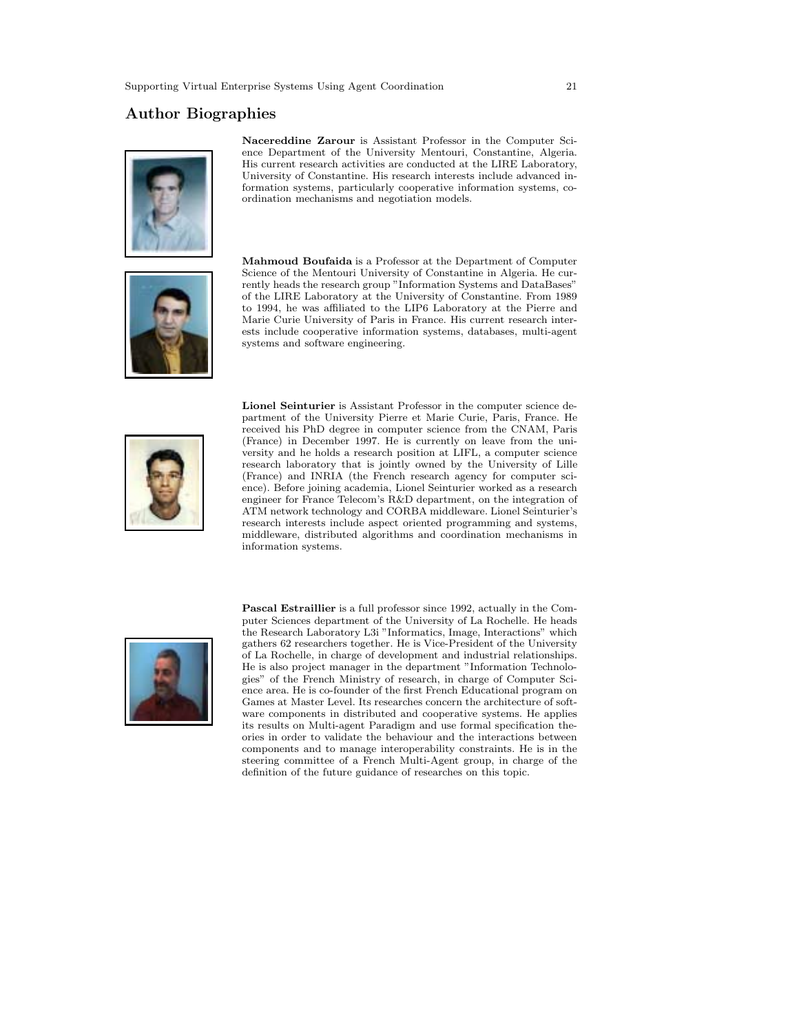## Author Biographies

**Nacereddine Zarour** is Assistant Professor in the Computer Science Department of the University Mentouri, Constantine, Algeria. His current research activities are conducted at the LIRE Laboratory, University of Constantine. His research interests include advanced information systems, particularly cooperative information systems, coordination mechanisms and negotiation models.

**Mahmoud Boufaida** is a Professor at the Department of Computer Science of the Mentouri University of Constantine in Algeria. He currently heads the research group "Information Systems and DataBases" of the LIRE Laboratory at the University of Constantine. From 1989 to 1994, he was affiliated to the LIP6 Laboratory at the Pierre and Marie Curie University of Paris in France. His current research interests include cooperative information systems, databases, multi-agent systems and software engineering.

**Lionel Seinturier** is Assistant Professor in the computer science department of the University Pierre et Marie Curie, Paris, France. He received his PhD degree in computer science from the CNAM, Paris (France) in December 1997. He is currently on leave from the university and he holds a research position at LIFL, a computer science research laboratory that is jointly owned by the University of Lille (France) and INRIA (the French research agency for computer science). Before joining academia, Lionel Seinturier worked as a research engineer for France Telecom's R&D department, on the integration of ATM network technology and CORBA middleware. Lionel Seinturier's research interests include aspect oriented programming and systems, middleware, distributed algorithms and coordination mechanisms in information systems.

**Pascal Estraillier** is a full professor since 1992, actually in the Computer Sciences department of the University of La Rochelle. He heads the Research Laboratory L3i "Informatics, Image, Interactions" which gathers 62 researchers together. He is Vice-President of the University of La Rochelle, in charge of development and industrial relationships. He is also project manager in the department "Information Technologies" of the French Ministry of research, in charge of Computer Science area. He is co-founder of the first French Educational program on Games at Master Level. Its researches concern the architecture of software components in distributed and cooperative systems. He applies its results on Multi-agent Paradigm and use formal specification theories in order to validate the behaviour and the interactions between components and to manage interoperability constraints. He is in the steering committee of a French Multi-Agent group, in charge of the definition of the future guidance of researches on this topic.